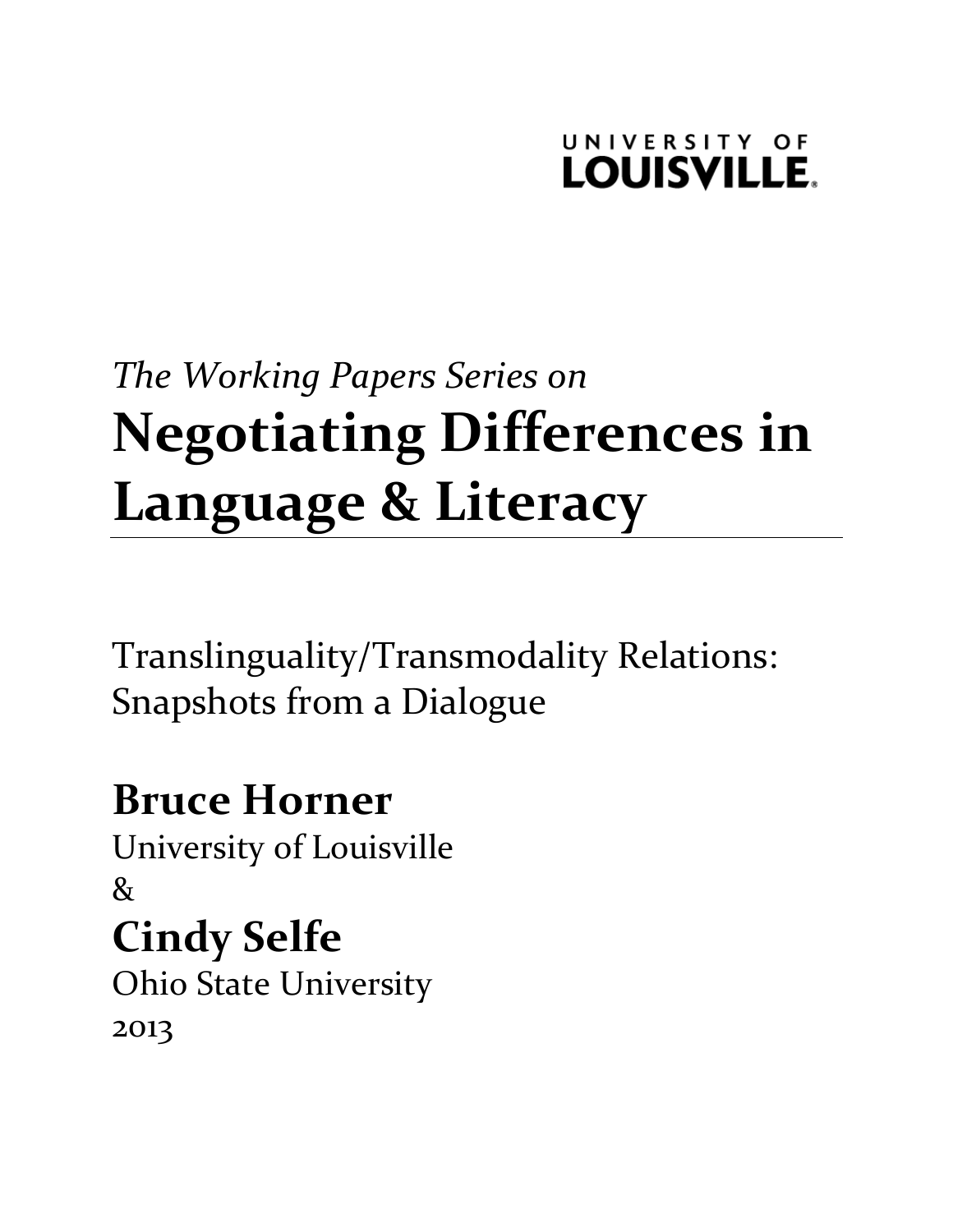UNIVERSITY OF
LOUISVILLE.

*The Working Papers Series on*

# Negotiating Differences in Language & Literacy

Translinguality/Transmodality Relations: Snapshots from a Dialogue

## Bruce Horner

University of Louisville

&

## Cindy Selfe

Ohio State University

2013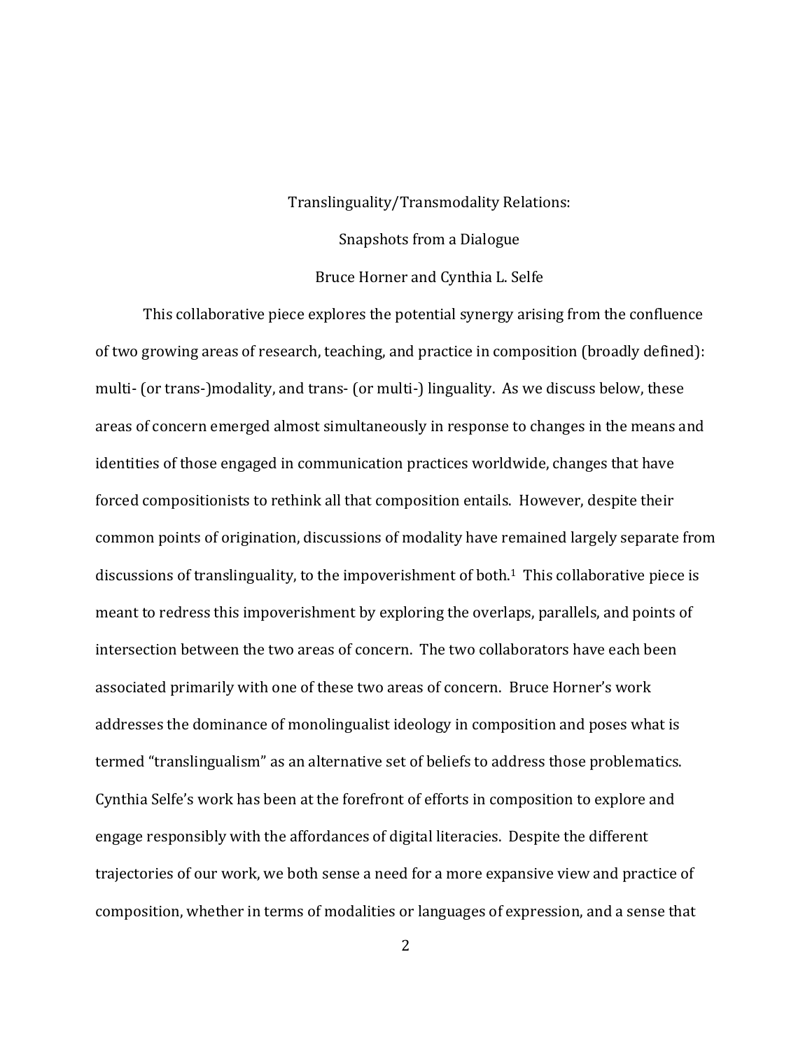# Translinguality/Transmodality Relations:

## Snapshots from a Dialogue

Bruce Horner and Cynthia L. Selfe

This collaborative piece explores the potential synergy arising from the confluence of two growing areas of research, teaching, and practice in composition (broadly defined): multi- (or trans-)modality, and trans- (or multi-) linguality. As we discuss below, these areas of concern emerged almost simultaneously in response to changes in the means and identities of those engaged in communication practices worldwide, changes that have forced compositionists to rethink all that composition entails. However, despite their common points of origination, discussions of modality have remained largely separate from discussions of translinguality, to the impoverishment of both.[1] This collaborative piece is meant to redress this impoverishment by exploring the overlaps, parallels, and points of intersection between the two areas of concern. The two collaborators have each been associated primarily with one of these two areas of concern. Bruce Horner's work addresses the dominance of monolingualist ideology in composition and poses what is termed "translingualism" as an alternative set of beliefs to address those problematics. Cynthia Selfe's work has been at the forefront of efforts in composition to explore and engage responsibly with the affordances of digital literacies. Despite the different trajectories of our work, we both sense a need for a more expansive view and practice of composition, whether in terms of modalities or languages of expression, and a sense that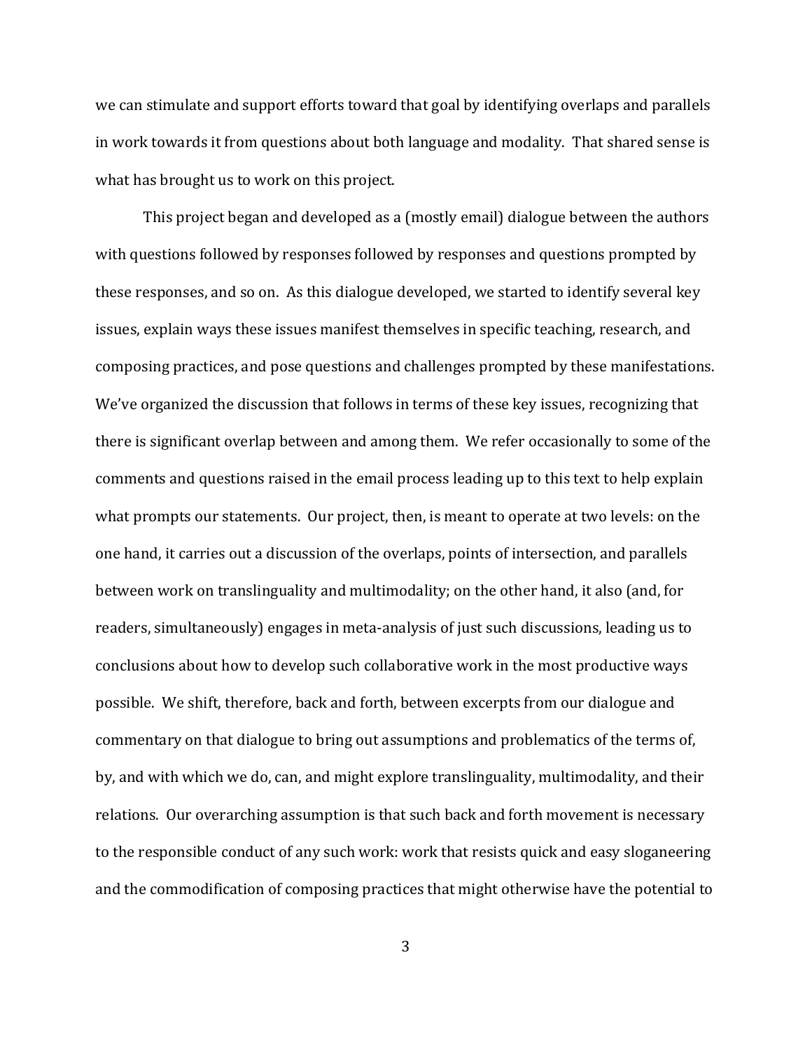we can stimulate and support efforts toward that goal by identifying overlaps and parallels in work towards it from questions about both language and modality. That shared sense is what has brought us to work on this project.

This project began and developed as a (mostly email) dialogue between the authors with questions followed by responses followed by responses and questions prompted by these responses, and so on. As this dialogue developed, we started to identify several key issues, explain ways these issues manifest themselves in specific teaching, research, and composing practices, and pose questions and challenges prompted by these manifestations. We've organized the discussion that follows in terms of these key issues, recognizing that there is significant overlap between and among them. We refer occasionally to some of the comments and questions raised in the email process leading up to this text to help explain what prompts our statements. Our project, then, is meant to operate at two levels: on the one hand, it carries out a discussion of the overlaps, points of intersection, and parallels between work on translinguality and multimodality; on the other hand, it also (and, for readers, simultaneously) engages in meta-analysis of just such discussions, leading us to conclusions about how to develop such collaborative work in the most productive ways possible. We shift, therefore, back and forth, between excerpts from our dialogue and commentary on that dialogue to bring out assumptions and problematics of the terms of, by, and with which we do, can, and might explore translinguality, multimodality, and their relations. Our overarching assumption is that such back and forth movement is necessary to the responsible conduct of any such work: work that resists quick and easy sloganeering and the commodification of composing practices that might otherwise have the potential to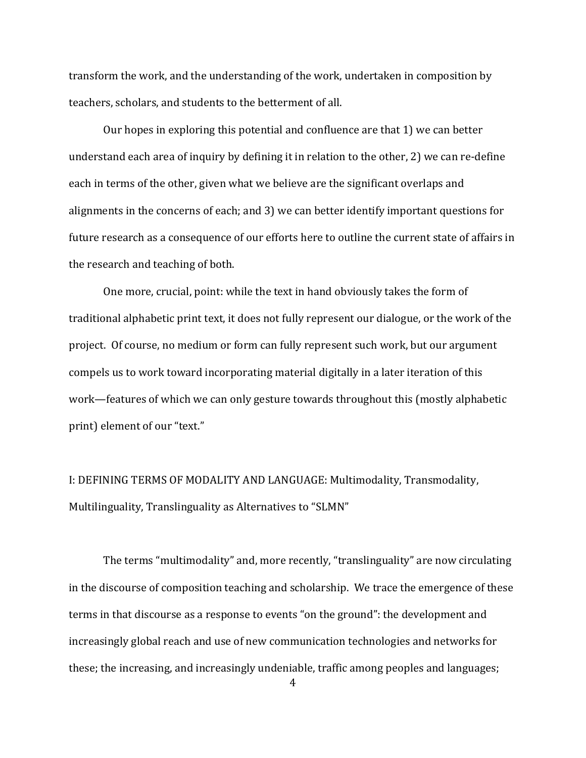transform the work, and the understanding of the work, undertaken in composition by teachers, scholars, and students to the betterment of all.

Our hopes in exploring this potential and confluence are that 1) we can better understand each area of inquiry by defining it in relation to the other, 2) we can re-define each in terms of the other, given what we believe are the significant overlaps and alignments in the concerns of each; and 3) we can better identify important questions for future research as a consequence of our efforts here to outline the current state of affairs in the research and teaching of both.

One more, crucial, point: while the text in hand obviously takes the form of traditional alphabetic print text, it does not fully represent our dialogue, or the work of the project. Of course, no medium or form can fully represent such work, but our argument compels us to work toward incorporating material digitally in a later iteration of this work—features of which we can only gesture towards throughout this (mostly alphabetic print) element of our "text."

## I: DEFINING TERMS OF MODALITY AND LANGUAGE: Multimodality, Transmodality, Multilinguality, Translinguality as Alternatives to "SLMN"

The terms "multimodality" and, more recently, "translinguality" are now circulating in the discourse of composition teaching and scholarship. We trace the emergence of these terms in that discourse as a response to events "on the ground": the development and increasingly global reach and use of new communication technologies and networks for these; the increasing, and increasingly undeniable, traffic among peoples and languages;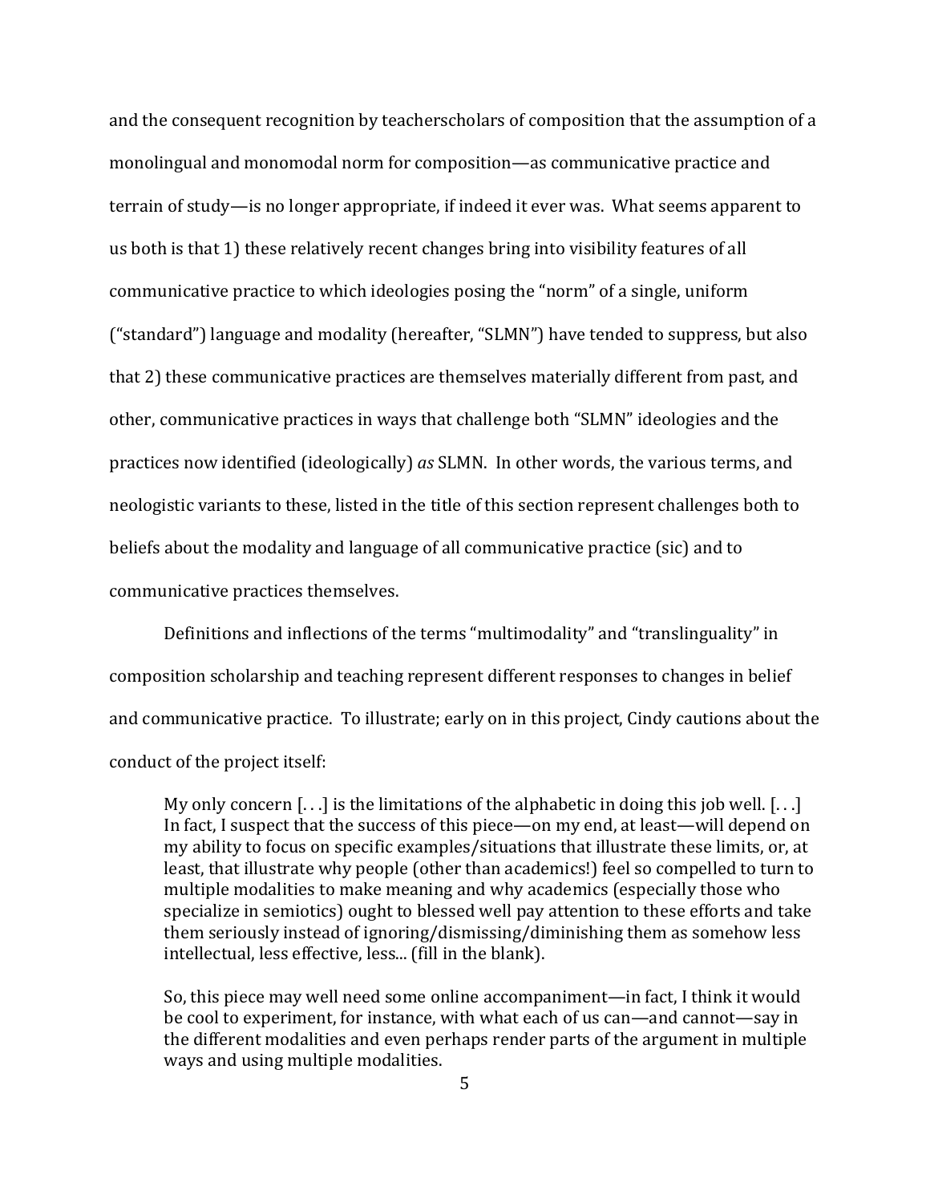and the consequent recognition by teacherscholars of composition that the assumption of a monolingual and monomodal norm for composition—as communicative practice and terrain of study—is no longer appropriate, if indeed it ever was. What seems apparent to us both is that 1) these relatively recent changes bring into visibility features of all communicative practice to which ideologies posing the "norm" of a single, uniform ("standard") language and modality (hereafter, "SLMN") have tended to suppress, but also that 2) these communicative practices are themselves materially different from past, and other, communicative practices in ways that challenge both "SLMN" ideologies and the practices now identified (ideologically) *as* SLMN. In other words, the various terms, and neologistic variants to these, listed in the title of this section represent challenges both to beliefs about the modality and language of all communicative practice (sic) and to communicative practices themselves.

Definitions and inflections of the terms "multimodality" and "translinguality" in composition scholarship and teaching represent different responses to changes in belief and communicative practice. To illustrate; early on in this project, Cindy cautions about the conduct of the project itself:

> My only concern [. . .] is the limitations of the alphabetic in doing this job well. [. . .] In fact, I suspect that the success of this piece—on my end, at least—will depend on my ability to focus on specific examples/situations that illustrate these limits, or, at least, that illustrate why people (other than academics!) feel so compelled to turn to multiple modalities to make meaning and why academics (especially those who specialize in semiotics) ought to blessed well pay attention to these efforts and take them seriously instead of ignoring/dismissing/diminishing them as somehow less intellectual, less effective, less... (fill in the blank).
>
> So, this piece may well need some online accompaniment—in fact, I think it would be cool to experiment, for instance, with what each of us can—and cannot—say in the different modalities and even perhaps render parts of the argument in multiple ways and using multiple modalities.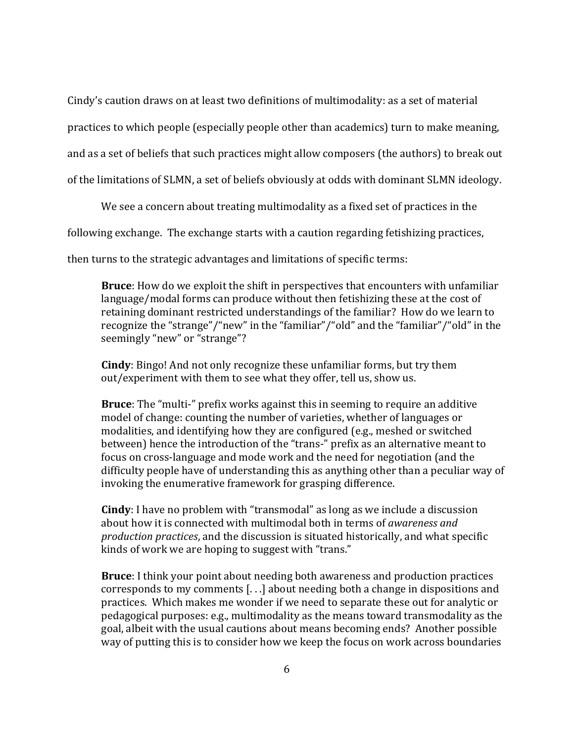Cindy's caution draws on at least two definitions of multimodality: as a set of material practices to which people (especially people other than academics) turn to make meaning, and as a set of beliefs that such practices might allow composers (the authors) to break out of the limitations of SLMN, a set of beliefs obviously at odds with dominant SLMN ideology.

We see a concern about treating multimodality as a fixed set of practices in the following exchange. The exchange starts with a caution regarding fetishizing practices, then turns to the strategic advantages and limitations of specific terms:

> **Bruce**: How do we exploit the shift in perspectives that encounters with unfamiliar language/modal forms can produce without then fetishizing these at the cost of retaining dominant restricted understandings of the familiar? How do we learn to recognize the "strange"/"new" in the "familiar"/"old" and the "familiar"/"old" in the seemingly "new" or "strange"?
>
> **Cindy**: Bingo! And not only recognize these unfamiliar forms, but try them out/experiment with them to see what they offer, tell us, show us.
>
> **Bruce**: The "multi-" prefix works against this in seeming to require an additive model of change: counting the number of varieties, whether of languages or modalities, and identifying how they are configured (e.g., meshed or switched between) hence the introduction of the "trans-" prefix as an alternative meant to focus on cross-language and mode work and the need for negotiation (and the difficulty people have of understanding this as anything other than a peculiar way of invoking the enumerative framework for grasping difference.
>
> **Cindy**: I have no problem with "transmodal" as long as we include a discussion about how it is connected with multimodal both in terms of *awareness and production practices*, and the discussion is situated historically, and what specific kinds of work we are hoping to suggest with "trans."
>
> **Bruce**: I think your point about needing both awareness and production practices corresponds to my comments [. . .] about needing both a change in dispositions and practices. Which makes me wonder if we need to separate these out for analytic or pedagogical purposes: e.g., multimodality as the means toward transmodality as the goal, albeit with the usual cautions about means becoming ends? Another possible way of putting this is to consider how we keep the focus on work across boundaries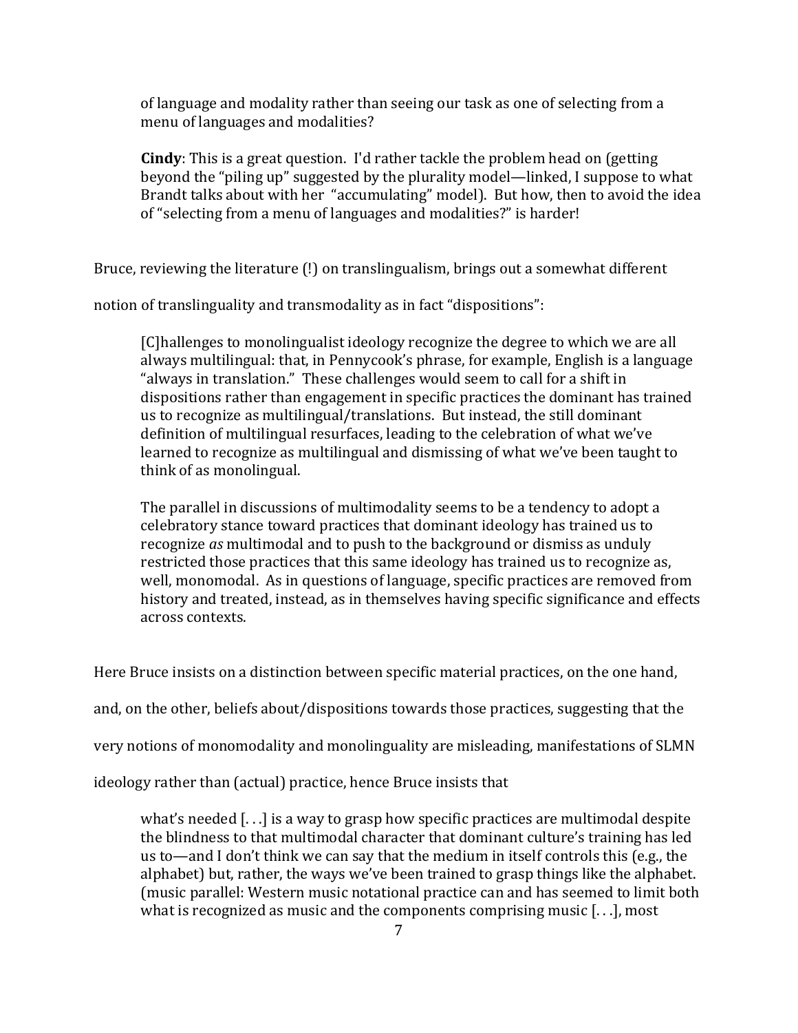> of language and modality rather than seeing our task as one of selecting from a menu of languages and modalities?
>
> **Cindy**: This is a great question. I'd rather tackle the problem head on (getting beyond the "piling up" suggested by the plurality model—linked, I suppose to what Brandt talks about with her "accumulating" model). But how, then to avoid the idea of "selecting from a menu of languages and modalities?" is harder!

Bruce, reviewing the literature (!) on translingualism, brings out a somewhat different notion of translinguality and transmodality as in fact "dispositions":

> [C]hallenges to monolingualist ideology recognize the degree to which we are all always multilingual: that, in Pennycook's phrase, for example, English is a language "always in translation." These challenges would seem to call for a shift in dispositions rather than engagement in specific practices the dominant has trained us to recognize as multilingual/translations. But instead, the still dominant definition of multilingual resurfaces, leading to the celebration of what we've learned to recognize as multilingual and dismissing of what we've been taught to think of as monolingual.
>
> The parallel in discussions of multimodality seems to be a tendency to adopt a celebratory stance toward practices that dominant ideology has trained us to recognize *as* multimodal and to push to the background or dismiss as unduly restricted those practices that this same ideology has trained us to recognize as, well, monomodal. As in questions of language, specific practices are removed from history and treated, instead, as in themselves having specific significance and effects across contexts.

Here Bruce insists on a distinction between specific material practices, on the one hand, and, on the other, beliefs about/dispositions towards those practices, suggesting that the very notions of monomodality and monolinguality are misleading, manifestations of SLMN ideology rather than (actual) practice, hence Bruce insists that

> what's needed [. . .] is a way to grasp how specific practices are multimodal despite the blindness to that multimodal character that dominant culture's training has led us to—and I don't think we can say that the medium in itself controls this (e.g., the alphabet) but, rather, the ways we've been trained to grasp things like the alphabet. (music parallel: Western music notational practice can and has seemed to limit both what is recognized as music and the components comprising music [. . .], most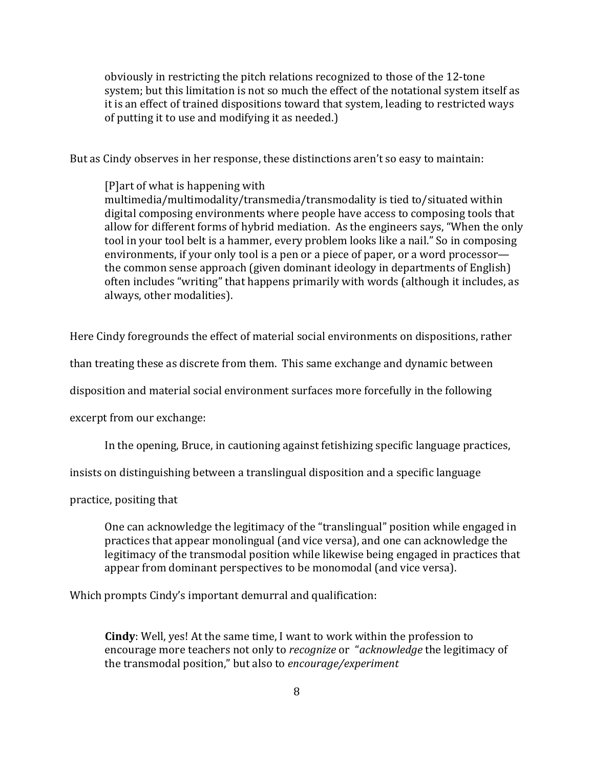> obviously in restricting the pitch relations recognized to those of the 12-tone system; but this limitation is not so much the effect of the notational system itself as it is an effect of trained dispositions toward that system, leading to restricted ways of putting it to use and modifying it as needed.)

But as Cindy observes in her response, these distinctions aren't so easy to maintain:

> [P]art of what is happening with multimedia/multimodality/transmedia/transmodality is tied to/situated within digital composing environments where people have access to composing tools that allow for different forms of hybrid mediation. As the engineers says, "When the only tool in your tool belt is a hammer, every problem looks like a nail." So in composing environments, if your only tool is a pen or a piece of paper, or a word processor—the common sense approach (given dominant ideology in departments of English) often includes "writing" that happens primarily with words (although it includes, as always, other modalities).

Here Cindy foregrounds the effect of material social environments on dispositions, rather than treating these as discrete from them. This same exchange and dynamic between disposition and material social environment surfaces more forcefully in the following excerpt from our exchange:

In the opening, Bruce, in cautioning against fetishizing specific language practices, insists on distinguishing between a translingual disposition and a specific language practice, positing that

> One can acknowledge the legitimacy of the "translingual" position while engaged in practices that appear monolingual (and vice versa), and one can acknowledge the legitimacy of the transmodal position while likewise being engaged in practices that appear from dominant perspectives to be monomodal (and vice versa).

Which prompts Cindy's important demurral and qualification:

> **Cindy**: Well, yes! At the same time, I want to work within the profession to encourage more teachers not only to *recognize* or "*acknowledge* the legitimacy of the transmodal position," but also to *encourage/experiment*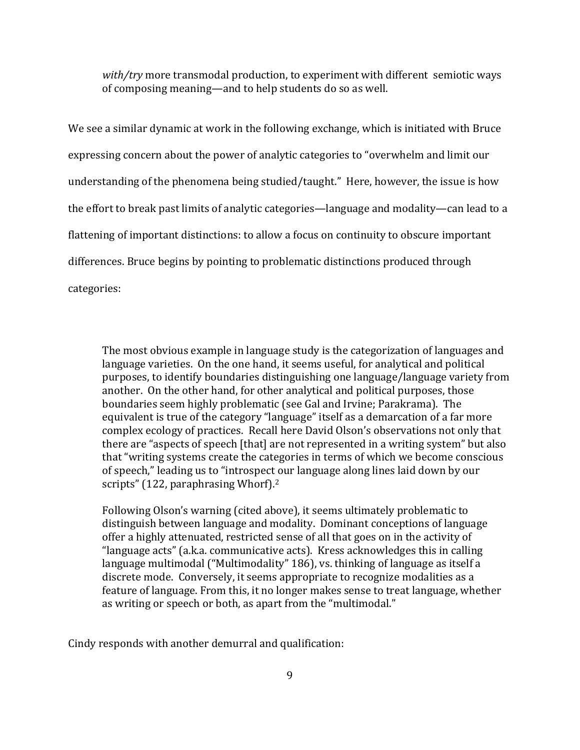> *with/try* more transmodal production, to experiment with different semiotic ways of composing meaning—and to help students do so as well.

We see a similar dynamic at work in the following exchange, which is initiated with Bruce expressing concern about the power of analytic categories to "overwhelm and limit our understanding of the phenomena being studied/taught." Here, however, the issue is how the effort to break past limits of analytic categories—language and modality—can lead to a flattening of important distinctions: to allow a focus on continuity to obscure important differences. Bruce begins by pointing to problematic distinctions produced through categories:

> The most obvious example in language study is the categorization of languages and language varieties. On the one hand, it seems useful, for analytical and political purposes, to identify boundaries distinguishing one language/language variety from another. On the other hand, for other analytical and political purposes, those boundaries seem highly problematic (see Gal and Irvine; Parakrama). The equivalent is true of the category "language" itself as a demarcation of a far more complex ecology of practices. Recall here David Olson's observations not only that there are "aspects of speech [that] are not represented in a writing system" but also that "writing systems create the categories in terms of which we become conscious of speech," leading us to "introspect our language along lines laid down by our scripts" (122, paraphrasing Whorf).[2]
>
> Following Olson's warning (cited above), it seems ultimately problematic to distinguish between language and modality. Dominant conceptions of language offer a highly attenuated, restricted sense of all that goes on in the activity of "language acts" (a.k.a. communicative acts). Kress acknowledges this in calling language multimodal ("Multimodality" 186), vs. thinking of language as itself a discrete mode. Conversely, it seems appropriate to recognize modalities as a feature of language. From this, it no longer makes sense to treat language, whether as writing or speech or both, as apart from the "multimodal."

Cindy responds with another demurral and qualification: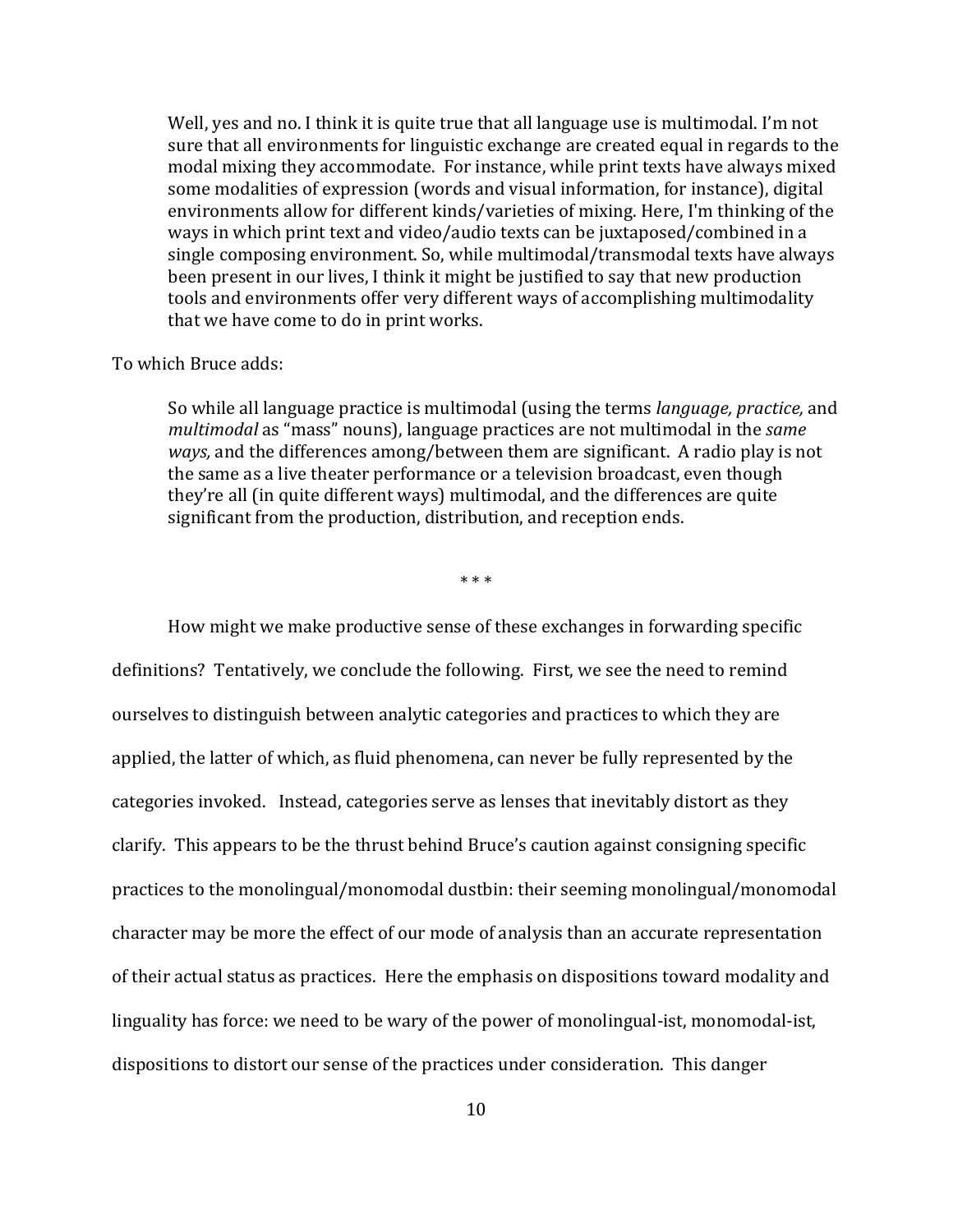> Well, yes and no. I think it is quite true that all language use is multimodal. I'm not sure that all environments for linguistic exchange are created equal in regards to the modal mixing they accommodate. For instance, while print texts have always mixed some modalities of expression (words and visual information, for instance), digital environments allow for different kinds/varieties of mixing. Here, I'm thinking of the ways in which print text and video/audio texts can be juxtaposed/combined in a single composing environment. So, while multimodal/transmodal texts have always been present in our lives, I think it might be justified to say that new production tools and environments offer very different ways of accomplishing multimodality that we have come to do in print works.

To which Bruce adds:

> So while all language practice is multimodal (using the terms *language, practice,* and *multimodal* as "mass" nouns), language practices are not multimodal in the *same ways,* and the differences among/between them are significant. A radio play is not the same as a live theater performance or a television broadcast, even though they're all (in quite different ways) multimodal, and the differences are quite significant from the production, distribution, and reception ends.

\* \* \*

How might we make productive sense of these exchanges in forwarding specific definitions? Tentatively, we conclude the following. First, we see the need to remind ourselves to distinguish between analytic categories and practices to which they are applied, the latter of which, as fluid phenomena, can never be fully represented by the categories invoked. Instead, categories serve as lenses that inevitably distort as they clarify. This appears to be the thrust behind Bruce's caution against consigning specific practices to the monolingual/monomodal dustbin: their seeming monolingual/monomodal character may be more the effect of our mode of analysis than an accurate representation of their actual status as practices. Here the emphasis on dispositions toward modality and linguality has force: we need to be wary of the power of monolingual-ist, monomodal-ist, dispositions to distort our sense of the practices under consideration. This danger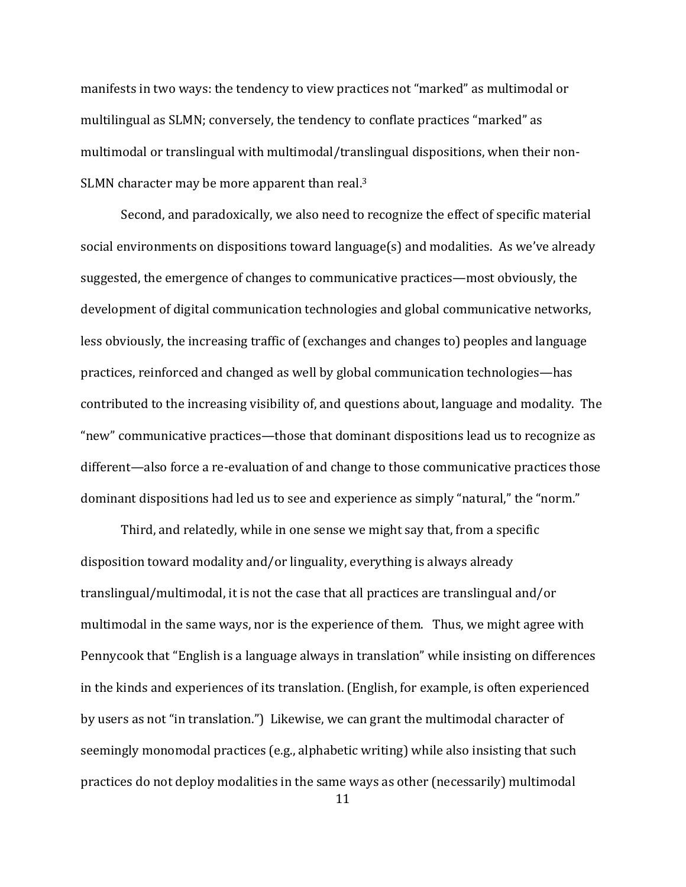manifests in two ways: the tendency to view practices not "marked" as multimodal or multilingual as SLMN; conversely, the tendency to conflate practices "marked" as multimodal or translingual with multimodal/translingual dispositions, when their non-SLMN character may be more apparent than real.[3]

Second, and paradoxically, we also need to recognize the effect of specific material social environments on dispositions toward language(s) and modalities. As we've already suggested, the emergence of changes to communicative practices—most obviously, the development of digital communication technologies and global communicative networks, less obviously, the increasing traffic of (exchanges and changes to) peoples and language practices, reinforced and changed as well by global communication technologies—has contributed to the increasing visibility of, and questions about, language and modality. The "new" communicative practices—those that dominant dispositions lead us to recognize as different—also force a re-evaluation of and change to those communicative practices those dominant dispositions had led us to see and experience as simply "natural," the "norm."

Third, and relatedly, while in one sense we might say that, from a specific disposition toward modality and/or linguality, everything is always already translingual/multimodal, it is not the case that all practices are translingual and/or multimodal in the same ways, nor is the experience of them. Thus, we might agree with Pennycook that "English is a language always in translation" while insisting on differences in the kinds and experiences of its translation. (English, for example, is often experienced by users as not "in translation.") Likewise, we can grant the multimodal character of seemingly monomodal practices (e.g., alphabetic writing) while also insisting that such practices do not deploy modalities in the same ways as other (necessarily) multimodal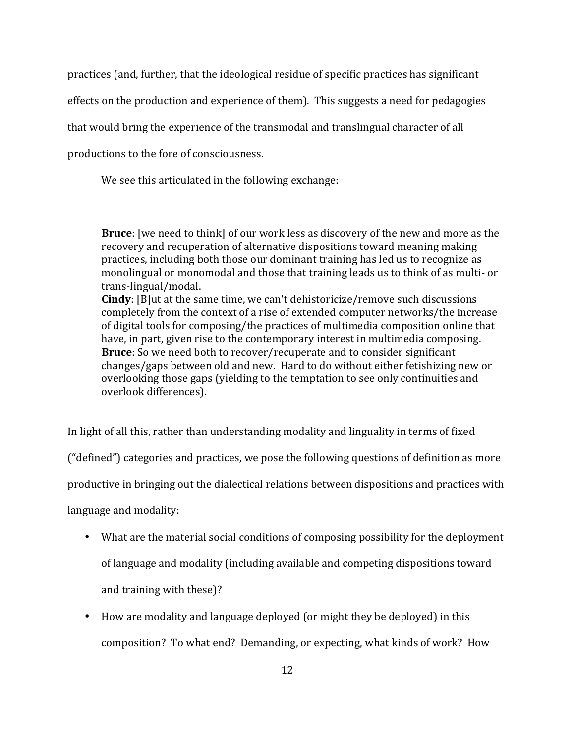practices (and, further, that the ideological residue of specific practices has significant effects on the production and experience of them). This suggests a need for pedagogies that would bring the experience of the transmodal and translingual character of all productions to the fore of consciousness.

We see this articulated in the following exchange:

> **Bruce**: [we need to think] of our work less as discovery of the new and more as the recovery and recuperation of alternative dispositions toward meaning making practices, including both those our dominant training has led us to recognize as monolingual or monomodal and those that training leads us to think of as multi- or trans-lingual/modal.
> **Cindy**: [B]ut at the same time, we can't dehistoricize/remove such discussions completely from the context of a rise of extended computer networks/the increase of digital tools for composing/the practices of multimedia composition online that have, in part, given rise to the contemporary interest in multimedia composing.
> **Bruce**: So we need both to recover/recuperate and to consider significant changes/gaps between old and new. Hard to do without either fetishizing new or overlooking those gaps (yielding to the temptation to see only continuities and overlook differences).

In light of all this, rather than understanding modality and linguality in terms of fixed ("defined") categories and practices, we pose the following questions of definition as more productive in bringing out the dialectical relations between dispositions and practices with language and modality:

- What are the material social conditions of composing possibility for the deployment of language and modality (including available and competing dispositions toward and training with these)?
- How are modality and language deployed (or might they be deployed) in this composition? To what end? Demanding, or expecting, what kinds of work? How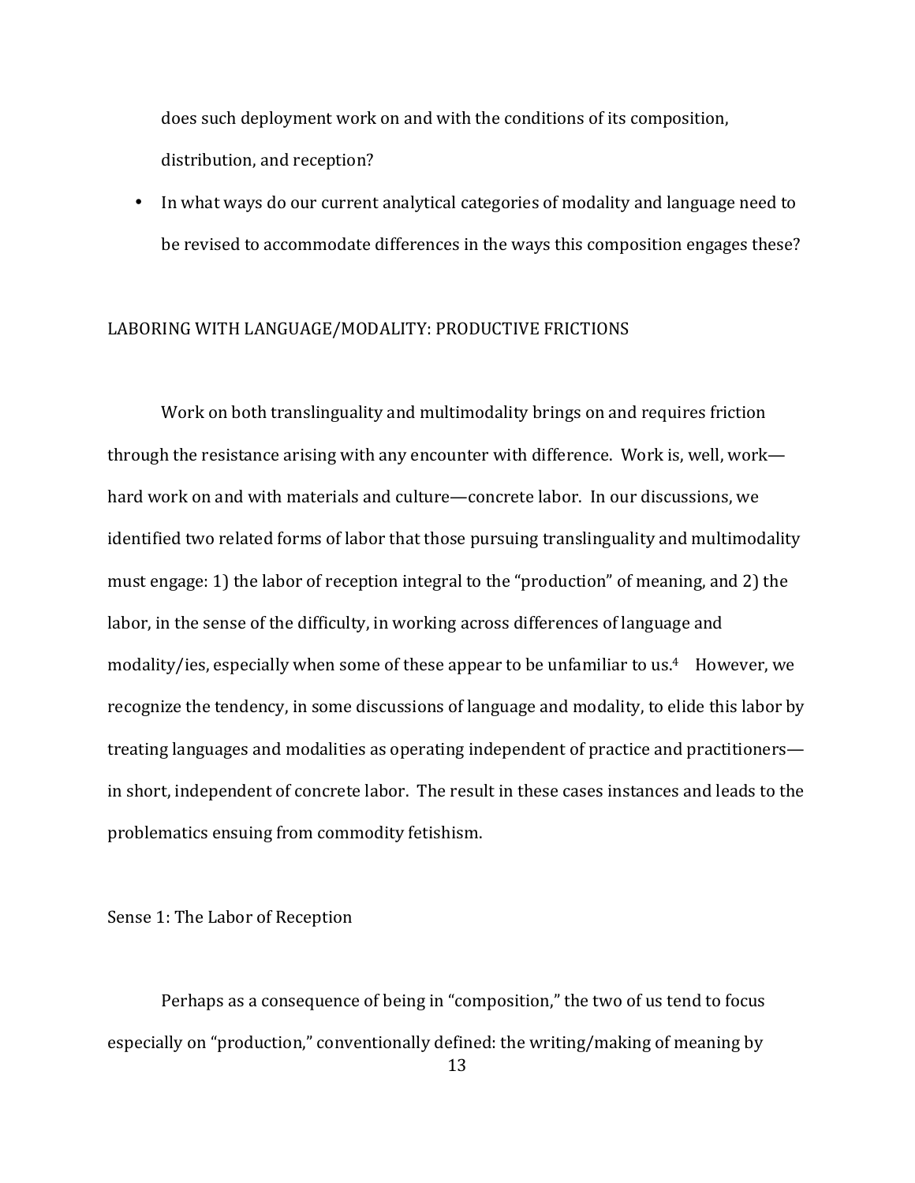does such deployment work on and with the conditions of its composition, distribution, and reception?

- In what ways do our current analytical categories of modality and language need to be revised to accommodate differences in the ways this composition engages these?

## LABORING WITH LANGUAGE/MODALITY: PRODUCTIVE FRICTIONS

Work on both translinguality and multimodality brings on and requires friction through the resistance arising with any encounter with difference. Work is, well, work—hard work on and with materials and culture—concrete labor. In our discussions, we identified two related forms of labor that those pursuing translinguality and multimodality must engage: 1) the labor of reception integral to the "production" of meaning, and 2) the labor, in the sense of the difficulty, in working across differences of language and modality/ies, especially when some of these appear to be unfamiliar to us.[4] However, we recognize the tendency, in some discussions of language and modality, to elide this labor by treating languages and modalities as operating independent of practice and practitioners—in short, independent of concrete labor. The result in these cases instances and leads to the problematics ensuing from commodity fetishism.

### Sense 1: The Labor of Reception

Perhaps as a consequence of being in "composition," the two of us tend to focus especially on "production," conventionally defined: the writing/making of meaning by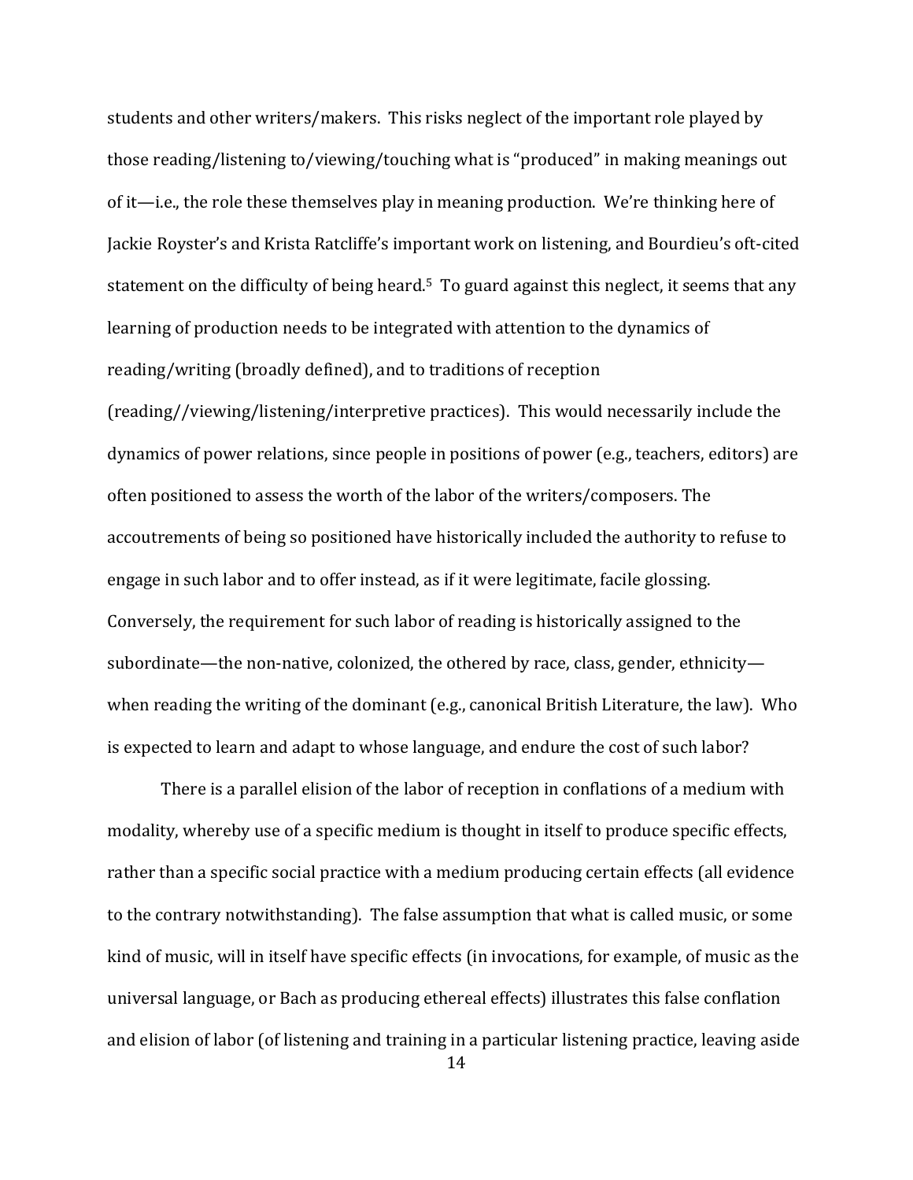students and other writers/makers. This risks neglect of the important role played by those reading/listening to/viewing/touching what is "produced" in making meanings out of it—i.e., the role these themselves play in meaning production. We're thinking here of Jackie Royster's and Krista Ratcliffe's important work on listening, and Bourdieu's oft-cited statement on the difficulty of being heard.[5] To guard against this neglect, it seems that any learning of production needs to be integrated with attention to the dynamics of reading/writing (broadly defined), and to traditions of reception (reading//viewing/listening/interpretive practices). This would necessarily include the dynamics of power relations, since people in positions of power (e.g., teachers, editors) are often positioned to assess the worth of the labor of the writers/composers. The accoutrements of being so positioned have historically included the authority to refuse to engage in such labor and to offer instead, as if it were legitimate, facile glossing. Conversely, the requirement for such labor of reading is historically assigned to the subordinate—the non-native, colonized, the othered by race, class, gender, ethnicity—when reading the writing of the dominant (e.g., canonical British Literature, the law). Who is expected to learn and adapt to whose language, and endure the cost of such labor?

There is a parallel elision of the labor of reception in conflations of a medium with modality, whereby use of a specific medium is thought in itself to produce specific effects, rather than a specific social practice with a medium producing certain effects (all evidence to the contrary notwithstanding). The false assumption that what is called music, or some kind of music, will in itself have specific effects (in invocations, for example, of music as the universal language, or Bach as producing ethereal effects) illustrates this false conflation and elision of labor (of listening and training in a particular listening practice, leaving aside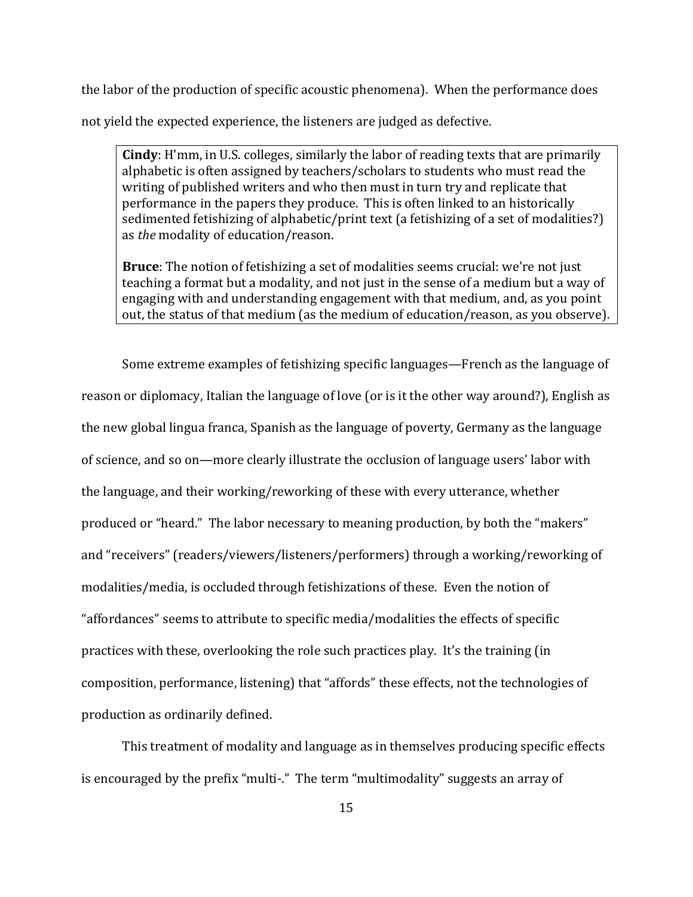the labor of the production of specific acoustic phenomena). When the performance does not yield the expected experience, the listeners are judged as defective.

> **Cindy**: H'mm, in U.S. colleges, similarly the labor of reading texts that are primarily alphabetic is often assigned by teachers/scholars to students who must read the writing of published writers and who then must in turn try and replicate that performance in the papers they produce. This is often linked to an historically sedimented fetishizing of alphabetic/print text (a fetishizing of a set of modalities?) as *the* modality of education/reason.
>
> **Bruce**: The notion of fetishizing a set of modalities seems crucial: we're not just teaching a format but a modality, and not just in the sense of a medium but a way of engaging with and understanding engagement with that medium, and, as you point out, the status of that medium (as the medium of education/reason, as you observe).

Some extreme examples of fetishizing specific languages—French as the language of reason or diplomacy, Italian the language of love (or is it the other way around?), English as the new global lingua franca, Spanish as the language of poverty, Germany as the language of science, and so on—more clearly illustrate the occlusion of language users' labor with the language, and their working/reworking of these with every utterance, whether produced or "heard." The labor necessary to meaning production, by both the "makers" and "receivers" (readers/viewers/listeners/performers) through a working/reworking of modalities/media, is occluded through fetishizations of these. Even the notion of "affordances" seems to attribute to specific media/modalities the effects of specific practices with these, overlooking the role such practices play. It's the training (in composition, performance, listening) that "affords" these effects, not the technologies of production as ordinarily defined.

This treatment of modality and language as in themselves producing specific effects is encouraged by the prefix "multi-." The term "multimodality" suggests an array of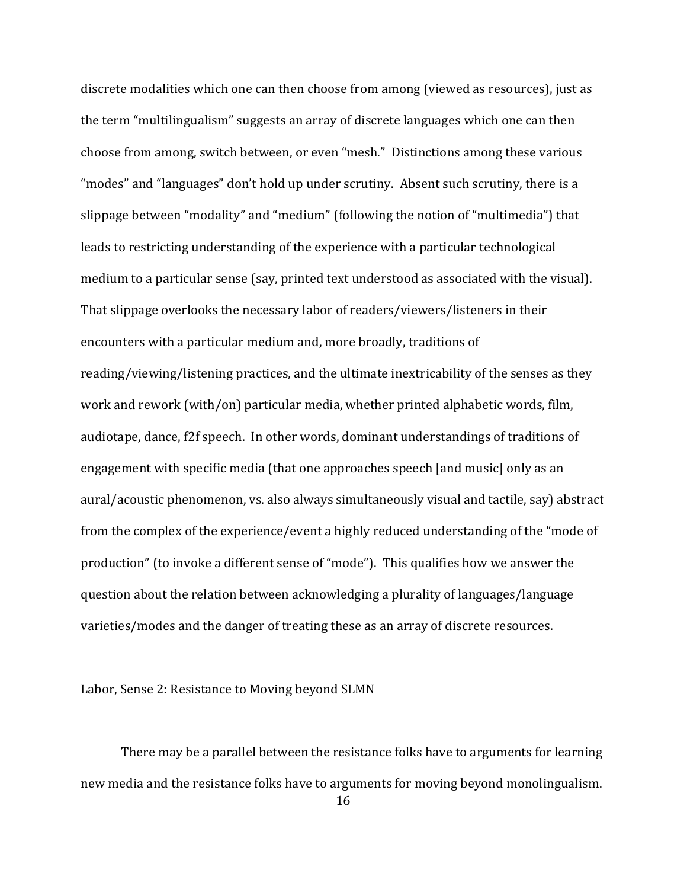discrete modalities which one can then choose from among (viewed as resources), just as the term "multilingualism" suggests an array of discrete languages which one can then choose from among, switch between, or even "mesh." Distinctions among these various "modes" and "languages" don't hold up under scrutiny. Absent such scrutiny, there is a slippage between "modality" and "medium" (following the notion of "multimedia") that leads to restricting understanding of the experience with a particular technological medium to a particular sense (say, printed text understood as associated with the visual). That slippage overlooks the necessary labor of readers/viewers/listeners in their encounters with a particular medium and, more broadly, traditions of reading/viewing/listening practices, and the ultimate inextricability of the senses as they work and rework (with/on) particular media, whether printed alphabetic words, film, audiotape, dance, f2f speech. In other words, dominant understandings of traditions of engagement with specific media (that one approaches speech [and music] only as an aural/acoustic phenomenon, vs. also always simultaneously visual and tactile, say) abstract from the complex of the experience/event a highly reduced understanding of the "mode of production" (to invoke a different sense of "mode"). This qualifies how we answer the question about the relation between acknowledging a plurality of languages/language varieties/modes and the danger of treating these as an array of discrete resources.

## Labor, Sense 2: Resistance to Moving beyond SLMN

There may be a parallel between the resistance folks have to arguments for learning new media and the resistance folks have to arguments for moving beyond monolingualism.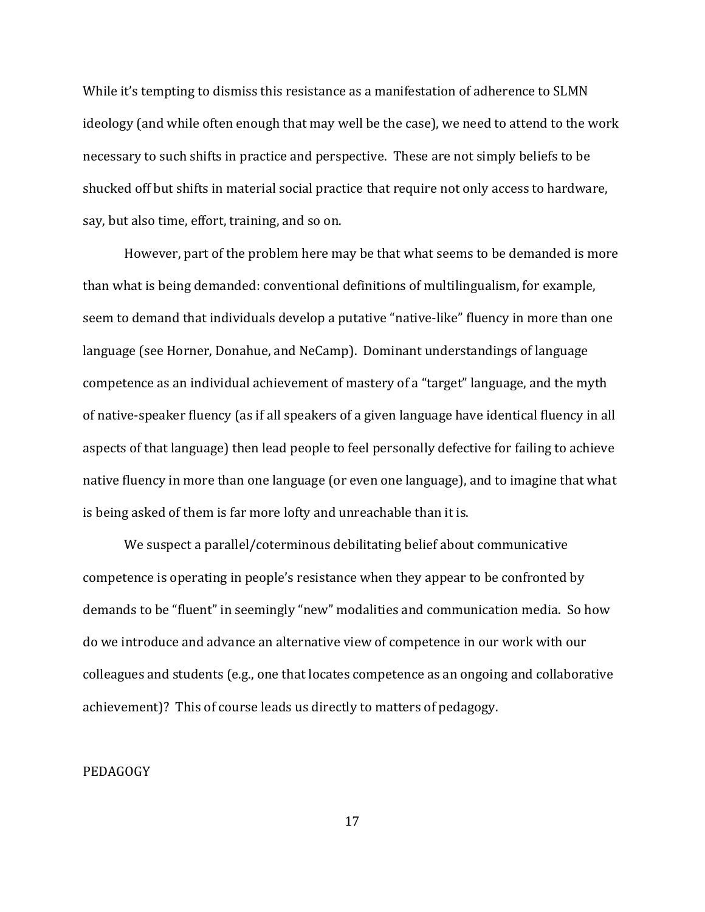While it's tempting to dismiss this resistance as a manifestation of adherence to SLMN ideology (and while often enough that may well be the case), we need to attend to the work necessary to such shifts in practice and perspective. These are not simply beliefs to be shucked off but shifts in material social practice that require not only access to hardware, say, but also time, effort, training, and so on.

However, part of the problem here may be that what seems to be demanded is more than what is being demanded: conventional definitions of multilingualism, for example, seem to demand that individuals develop a putative "native-like" fluency in more than one language (see Horner, Donahue, and NeCamp). Dominant understandings of language competence as an individual achievement of mastery of a "target" language, and the myth of native-speaker fluency (as if all speakers of a given language have identical fluency in all aspects of that language) then lead people to feel personally defective for failing to achieve native fluency in more than one language (or even one language), and to imagine that what is being asked of them is far more lofty and unreachable than it is.

We suspect a parallel/coterminous debilitating belief about communicative competence is operating in people's resistance when they appear to be confronted by demands to be "fluent" in seemingly "new" modalities and communication media. So how do we introduce and advance an alternative view of competence in our work with our colleagues and students (e.g., one that locates competence as an ongoing and collaborative achievement)? This of course leads us directly to matters of pedagogy.

## PEDAGOGY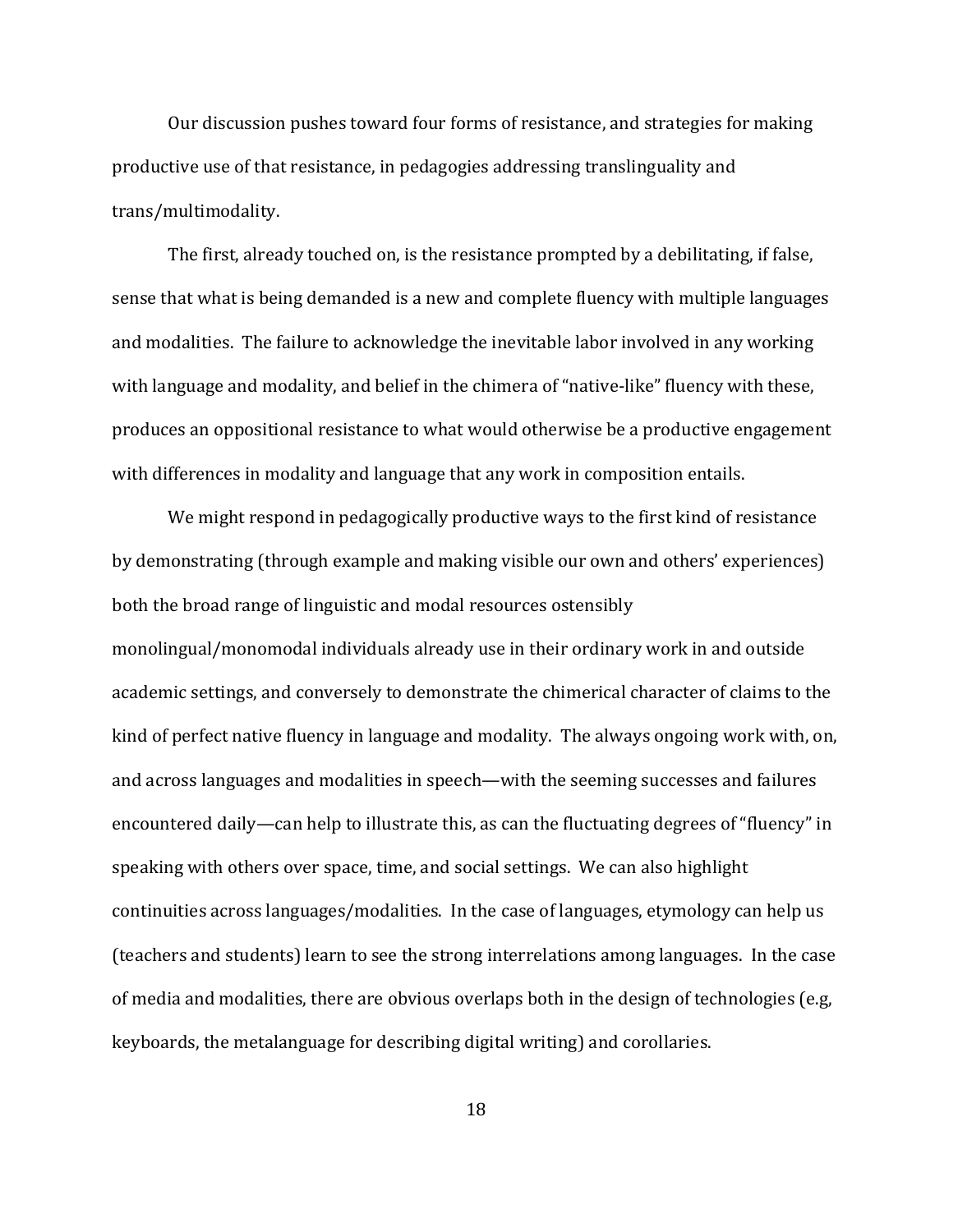Our discussion pushes toward four forms of resistance, and strategies for making productive use of that resistance, in pedagogies addressing translinguality and trans/multimodality.

The first, already touched on, is the resistance prompted by a debilitating, if false, sense that what is being demanded is a new and complete fluency with multiple languages and modalities. The failure to acknowledge the inevitable labor involved in any working with language and modality, and belief in the chimera of "native-like" fluency with these, produces an oppositional resistance to what would otherwise be a productive engagement with differences in modality and language that any work in composition entails.

We might respond in pedagogically productive ways to the first kind of resistance by demonstrating (through example and making visible our own and others' experiences) both the broad range of linguistic and modal resources ostensibly monolingual/monomodal individuals already use in their ordinary work in and outside academic settings, and conversely to demonstrate the chimerical character of claims to the kind of perfect native fluency in language and modality. The always ongoing work with, on, and across languages and modalities in speech—with the seeming successes and failures encountered daily—can help to illustrate this, as can the fluctuating degrees of "fluency" in speaking with others over space, time, and social settings. We can also highlight continuities across languages/modalities. In the case of languages, etymology can help us (teachers and students) learn to see the strong interrelations among languages. In the case of media and modalities, there are obvious overlaps both in the design of technologies (e.g, keyboards, the metalanguage for describing digital writing) and corollaries.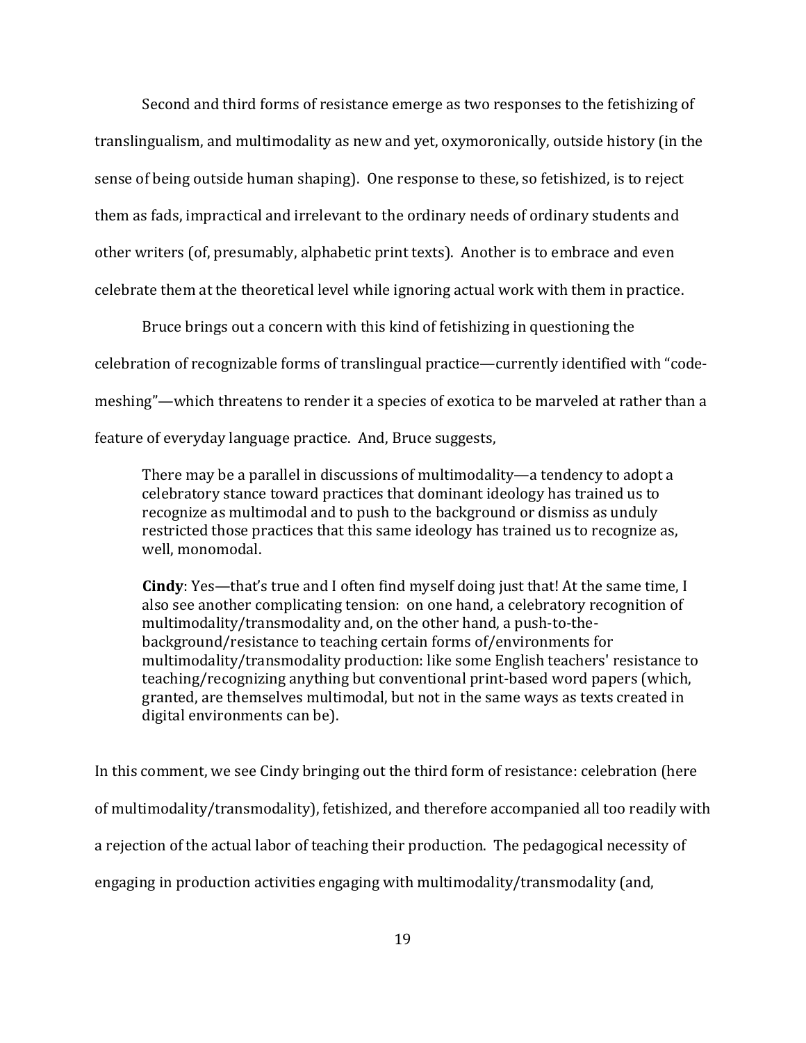Second and third forms of resistance emerge as two responses to the fetishizing of translingualism, and multimodality as new and yet, oxymoronically, outside history (in the sense of being outside human shaping). One response to these, so fetishized, is to reject them as fads, impractical and irrelevant to the ordinary needs of ordinary students and other writers (of, presumably, alphabetic print texts). Another is to embrace and even celebrate them at the theoretical level while ignoring actual work with them in practice.

Bruce brings out a concern with this kind of fetishizing in questioning the celebration of recognizable forms of translingual practice—currently identified with "code-meshing"—which threatens to render it a species of exotica to be marveled at rather than a feature of everyday language practice. And, Bruce suggests,

> There may be a parallel in discussions of multimodality—a tendency to adopt a celebratory stance toward practices that dominant ideology has trained us to recognize as multimodal and to push to the background or dismiss as unduly restricted those practices that this same ideology has trained us to recognize as, well, monomodal.
>
> **Cindy**: Yes—that's true and I often find myself doing just that! At the same time, I also see another complicating tension: on one hand, a celebratory recognition of multimodality/transmodality and, on the other hand, a push-to-the-background/resistance to teaching certain forms of/environments for multimodality/transmodality production: like some English teachers' resistance to teaching/recognizing anything but conventional print-based word papers (which, granted, are themselves multimodal, but not in the same ways as texts created in digital environments can be).

In this comment, we see Cindy bringing out the third form of resistance: celebration (here of multimodality/transmodality), fetishized, and therefore accompanied all too readily with a rejection of the actual labor of teaching their production. The pedagogical necessity of engaging in production activities engaging with multimodality/transmodality (and,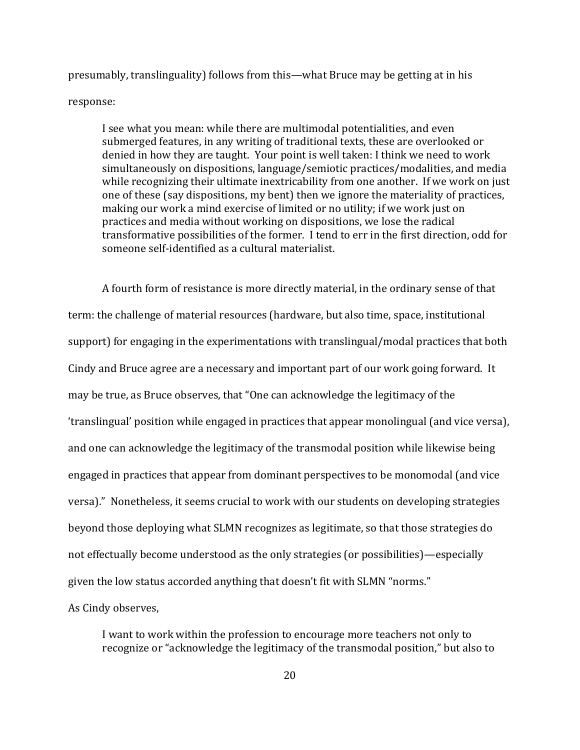presumably, translinguality) follows from this—what Bruce may be getting at in his response:

> I see what you mean: while there are multimodal potentialities, and even submerged features, in any writing of traditional texts, these are overlooked or denied in how they are taught. Your point is well taken: I think we need to work simultaneously on dispositions, language/semiotic practices/modalities, and media while recognizing their ultimate inextricability from one another. If we work on just one of these (say dispositions, my bent) then we ignore the materiality of practices, making our work a mind exercise of limited or no utility; if we work just on practices and media without working on dispositions, we lose the radical transformative possibilities of the former. I tend to err in the first direction, odd for someone self-identified as a cultural materialist.

A fourth form of resistance is more directly material, in the ordinary sense of that term: the challenge of material resources (hardware, but also time, space, institutional support) for engaging in the experimentations with translingual/modal practices that both Cindy and Bruce agree are a necessary and important part of our work going forward. It may be true, as Bruce observes, that "One can acknowledge the legitimacy of the 'translingual' position while engaged in practices that appear monolingual (and vice versa), and one can acknowledge the legitimacy of the transmodal position while likewise being engaged in practices that appear from dominant perspectives to be monomodal (and vice versa)." Nonetheless, it seems crucial to work with our students on developing strategies beyond those deploying what SLMN recognizes as legitimate, so that those strategies do not effectually become understood as the only strategies (or possibilities)—especially given the low status accorded anything that doesn't fit with SLMN "norms."

As Cindy observes,

> I want to work within the profession to encourage more teachers not only to recognize or "acknowledge the legitimacy of the transmodal position," but also to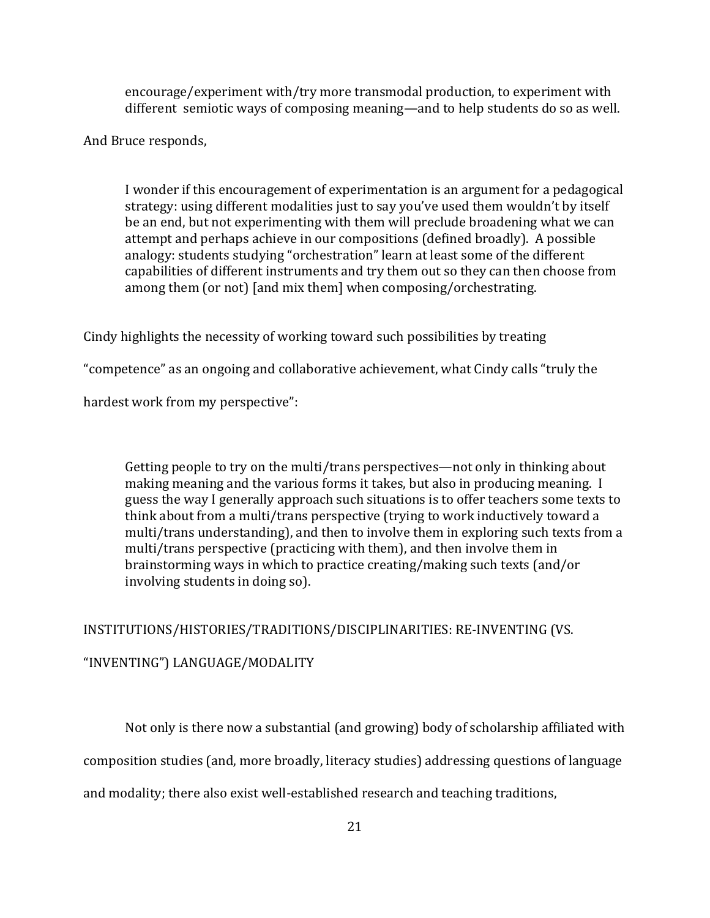> encourage/experiment with/try more transmodal production, to experiment with different semiotic ways of composing meaning—and to help students do so as well.

And Bruce responds,

> I wonder if this encouragement of experimentation is an argument for a pedagogical strategy: using different modalities just to say you've used them wouldn't by itself be an end, but not experimenting with them will preclude broadening what we can attempt and perhaps achieve in our compositions (defined broadly). A possible analogy: students studying "orchestration" learn at least some of the different capabilities of different instruments and try them out so they can then choose from among them (or not) [and mix them] when composing/orchestrating.

Cindy highlights the necessity of working toward such possibilities by treating "competence" as an ongoing and collaborative achievement, what Cindy calls "truly the hardest work from my perspective":

> Getting people to try on the multi/trans perspectives—not only in thinking about making meaning and the various forms it takes, but also in producing meaning. I guess the way I generally approach such situations is to offer teachers some texts to think about from a multi/trans perspective (trying to work inductively toward a multi/trans understanding), and then to involve them in exploring such texts from a multi/trans perspective (practicing with them), and then involve them in brainstorming ways in which to practice creating/making such texts (and/or involving students in doing so).

## INSTITUTIONS/HISTORIES/TRADITIONS/DISCIPLINARITIES: RE-INVENTING (VS. "INVENTING") LANGUAGE/MODALITY

Not only is there now a substantial (and growing) body of scholarship affiliated with composition studies (and, more broadly, literacy studies) addressing questions of language and modality; there also exist well-established research and teaching traditions,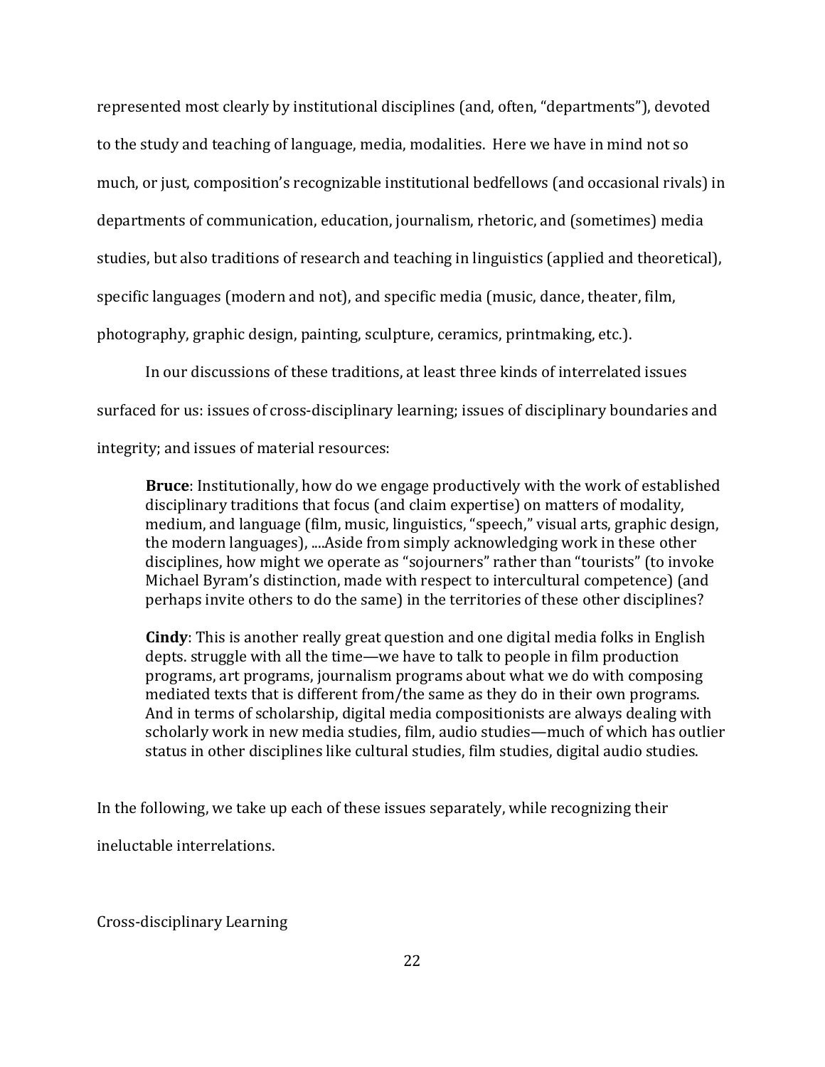represented most clearly by institutional disciplines (and, often, "departments"), devoted to the study and teaching of language, media, modalities. Here we have in mind not so much, or just, composition's recognizable institutional bedfellows (and occasional rivals) in departments of communication, education, journalism, rhetoric, and (sometimes) media studies, but also traditions of research and teaching in linguistics (applied and theoretical), specific languages (modern and not), and specific media (music, dance, theater, film, photography, graphic design, painting, sculpture, ceramics, printmaking, etc.).

In our discussions of these traditions, at least three kinds of interrelated issues surfaced for us: issues of cross-disciplinary learning; issues of disciplinary boundaries and integrity; and issues of material resources:

> **Bruce**: Institutionally, how do we engage productively with the work of established disciplinary traditions that focus (and claim expertise) on matters of modality, medium, and language (film, music, linguistics, "speech," visual arts, graphic design, the modern languages), ....Aside from simply acknowledging work in these other disciplines, how might we operate as "sojourners" rather than "tourists" (to invoke Michael Byram's distinction, made with respect to intercultural competence) (and perhaps invite others to do the same) in the territories of these other disciplines?
>
> **Cindy**: This is another really great question and one digital media folks in English depts. struggle with all the time—we have to talk to people in film production programs, art programs, journalism programs about what we do with composing mediated texts that is different from/the same as they do in their own programs. And in terms of scholarship, digital media compositionists are always dealing with scholarly work in new media studies, film, audio studies—much of which has outlier status in other disciplines like cultural studies, film studies, digital audio studies.

In the following, we take up each of these issues separately, while recognizing their ineluctable interrelations.

## Cross-disciplinary Learning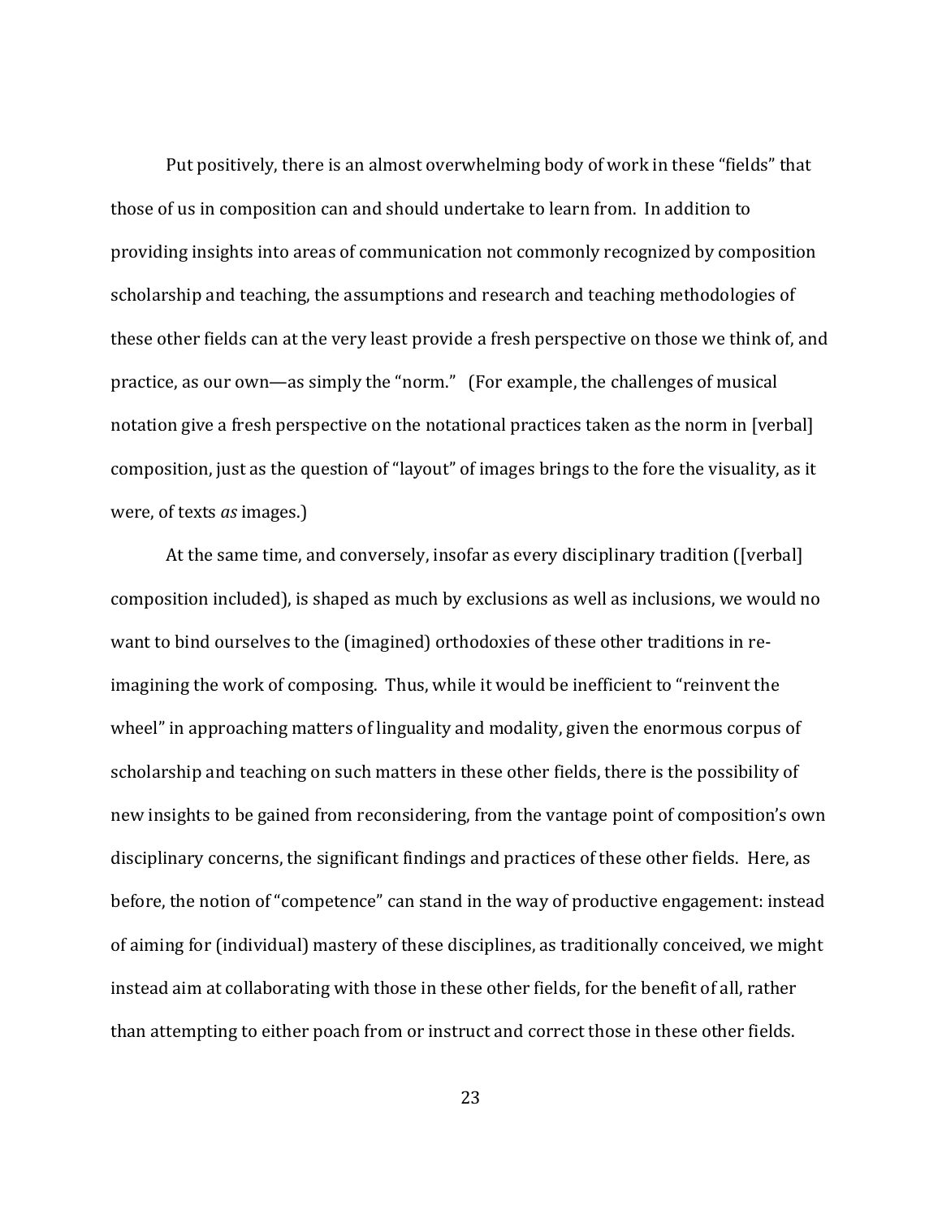Put positively, there is an almost overwhelming body of work in these "fields" that those of us in composition can and should undertake to learn from. In addition to providing insights into areas of communication not commonly recognized by composition scholarship and teaching, the assumptions and research and teaching methodologies of these other fields can at the very least provide a fresh perspective on those we think of, and practice, as our own—as simply the "norm." (For example, the challenges of musical notation give a fresh perspective on the notational practices taken as the norm in [verbal] composition, just as the question of "layout" of images brings to the fore the visuality, as it were, of texts *as* images.)

At the same time, and conversely, insofar as every disciplinary tradition ([verbal] composition included), is shaped as much by exclusions as well as inclusions, we would no want to bind ourselves to the (imagined) orthodoxies of these other traditions in re-imagining the work of composing. Thus, while it would be inefficient to "reinvent the wheel" in approaching matters of linguality and modality, given the enormous corpus of scholarship and teaching on such matters in these other fields, there is the possibility of new insights to be gained from reconsidering, from the vantage point of composition's own disciplinary concerns, the significant findings and practices of these other fields. Here, as before, the notion of "competence" can stand in the way of productive engagement: instead of aiming for (individual) mastery of these disciplines, as traditionally conceived, we might instead aim at collaborating with those in these other fields, for the benefit of all, rather than attempting to either poach from or instruct and correct those in these other fields.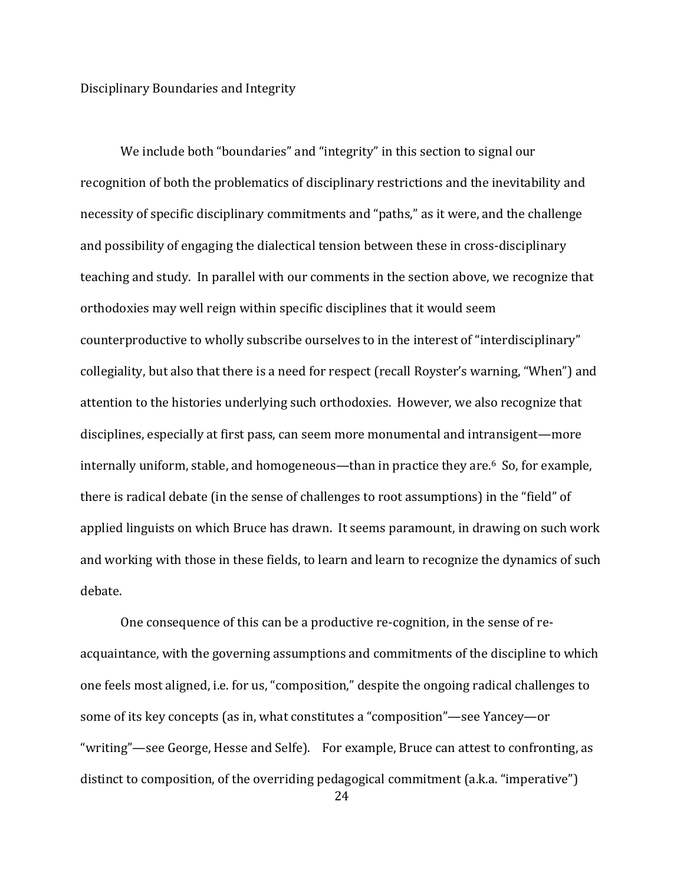## Disciplinary Boundaries and Integrity

We include both "boundaries" and "integrity" in this section to signal our recognition of both the problematics of disciplinary restrictions and the inevitability and necessity of specific disciplinary commitments and "paths," as it were, and the challenge and possibility of engaging the dialectical tension between these in cross-disciplinary teaching and study. In parallel with our comments in the section above, we recognize that orthodoxies may well reign within specific disciplines that it would seem counterproductive to wholly subscribe ourselves to in the interest of "interdisciplinary" collegiality, but also that there is a need for respect (recall Royster's warning, "When") and attention to the histories underlying such orthodoxies. However, we also recognize that disciplines, especially at first pass, can seem more monumental and intransigent—more internally uniform, stable, and homogeneous—than in practice they are.[6] So, for example, there is radical debate (in the sense of challenges to root assumptions) in the "field" of applied linguists on which Bruce has drawn. It seems paramount, in drawing on such work and working with those in these fields, to learn and learn to recognize the dynamics of such debate.

One consequence of this can be a productive re-cognition, in the sense of re-acquaintance, with the governing assumptions and commitments of the discipline to which one feels most aligned, i.e. for us, "composition," despite the ongoing radical challenges to some of its key concepts (as in, what constitutes a "composition"—see Yancey—or "writing"—see George, Hesse and Selfe). For example, Bruce can attest to confronting, as distinct to composition, of the overriding pedagogical commitment (a.k.a. "imperative")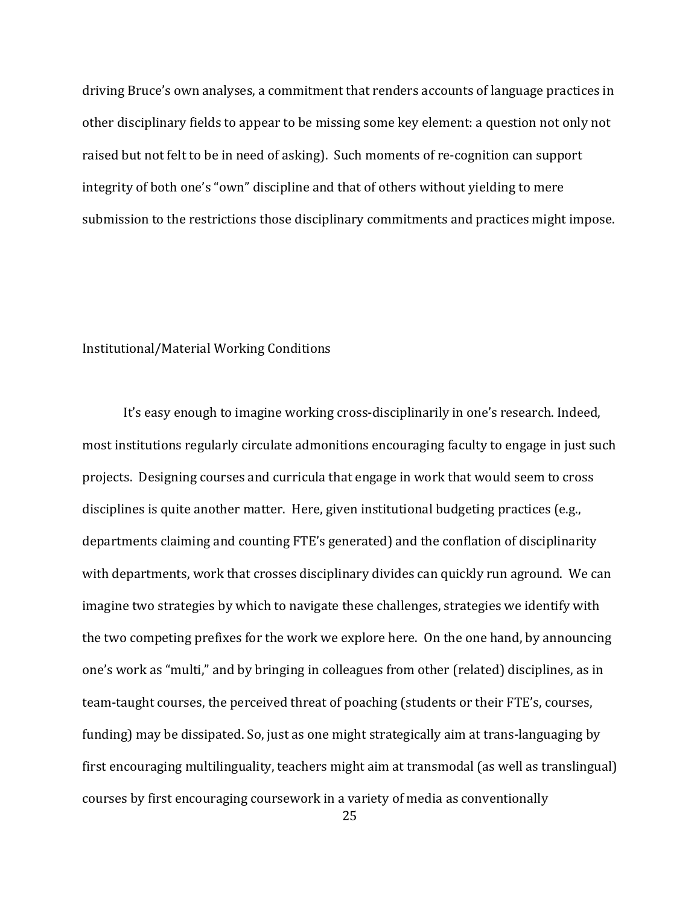driving Bruce's own analyses, a commitment that renders accounts of language practices in other disciplinary fields to appear to be missing some key element: a question not only not raised but not felt to be in need of asking). Such moments of re-cognition can support integrity of both one's "own" discipline and that of others without yielding to mere submission to the restrictions those disciplinary commitments and practices might impose.

## Institutional/Material Working Conditions

It's easy enough to imagine working cross-disciplinarily in one's research. Indeed, most institutions regularly circulate admonitions encouraging faculty to engage in just such projects. Designing courses and curricula that engage in work that would seem to cross disciplines is quite another matter. Here, given institutional budgeting practices (e.g., departments claiming and counting FTE's generated) and the conflation of disciplinarity with departments, work that crosses disciplinary divides can quickly run aground. We can imagine two strategies by which to navigate these challenges, strategies we identify with the two competing prefixes for the work we explore here. On the one hand, by announcing one's work as "multi," and by bringing in colleagues from other (related) disciplines, as in team-taught courses, the perceived threat of poaching (students or their FTE's, courses, funding) may be dissipated. So, just as one might strategically aim at trans-languaging by first encouraging multilinguality, teachers might aim at transmodal (as well as translingual) courses by first encouraging coursework in a variety of media as conventionally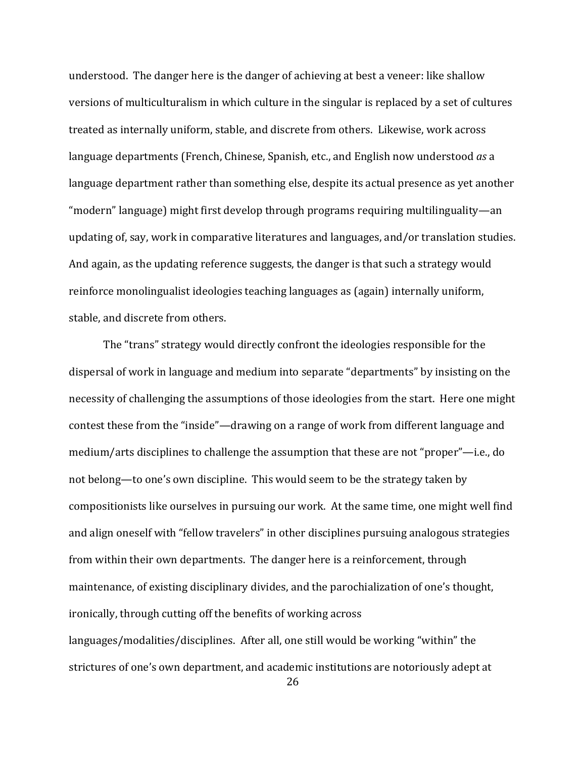understood. The danger here is the danger of achieving at best a veneer: like shallow versions of multiculturalism in which culture in the singular is replaced by a set of cultures treated as internally uniform, stable, and discrete from others. Likewise, work across language departments (French, Chinese, Spanish, etc., and English now understood *as* a language department rather than something else, despite its actual presence as yet another "modern" language) might first develop through programs requiring multilinguality—an updating of, say, work in comparative literatures and languages, and/or translation studies. And again, as the updating reference suggests, the danger is that such a strategy would reinforce monolingualist ideologies teaching languages as (again) internally uniform, stable, and discrete from others.

The "trans" strategy would directly confront the ideologies responsible for the dispersal of work in language and medium into separate "departments" by insisting on the necessity of challenging the assumptions of those ideologies from the start. Here one might contest these from the "inside"—drawing on a range of work from different language and medium/arts disciplines to challenge the assumption that these are not "proper"—i.e., do not belong—to one's own discipline. This would seem to be the strategy taken by compositionists like ourselves in pursuing our work. At the same time, one might well find and align oneself with "fellow travelers" in other disciplines pursuing analogous strategies from within their own departments. The danger here is a reinforcement, through maintenance, of existing disciplinary divides, and the parochialization of one's thought, ironically, through cutting off the benefits of working across languages/modalities/disciplines. After all, one still would be working "within" the strictures of one's own department, and academic institutions are notoriously adept at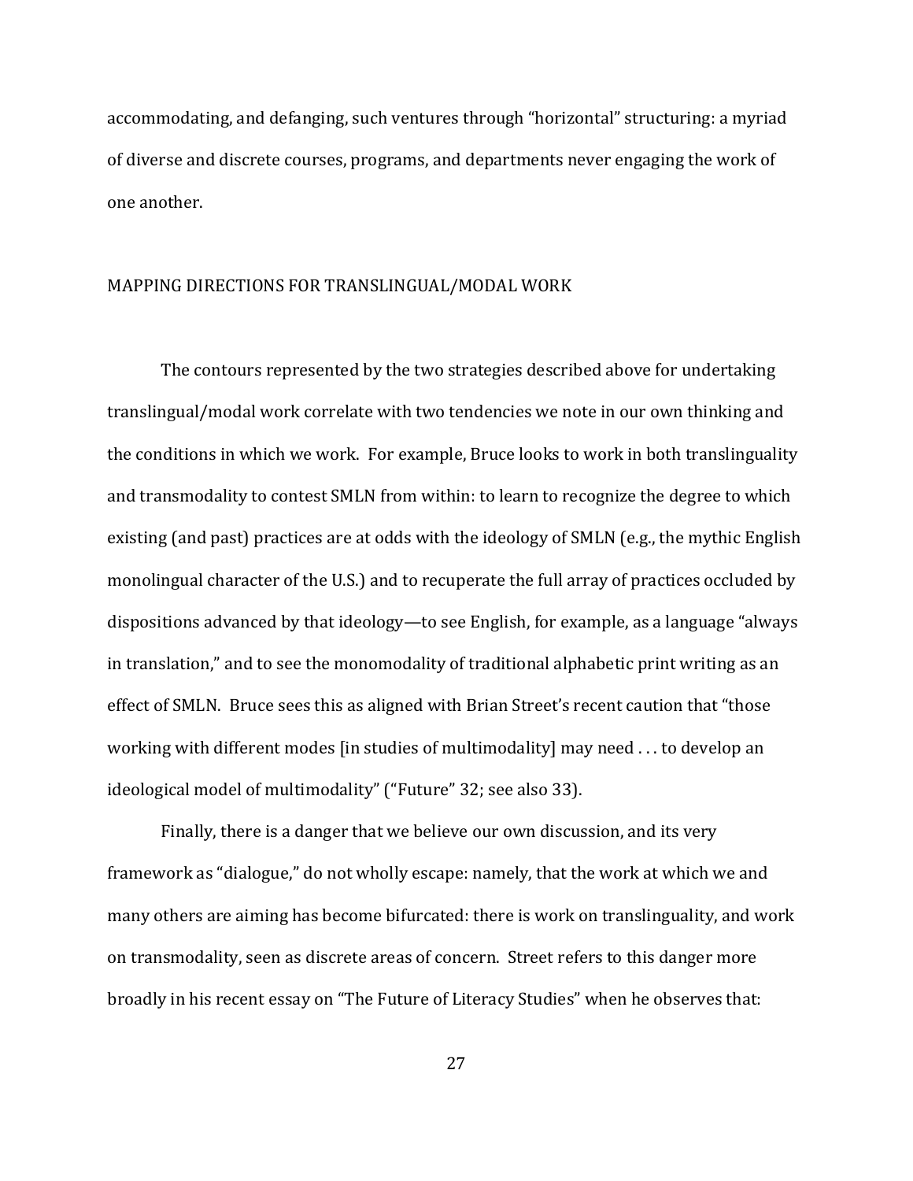accommodating, and defanging, such ventures through "horizontal" structuring: a myriad of diverse and discrete courses, programs, and departments never engaging the work of one another.

## MAPPING DIRECTIONS FOR TRANSLINGUAL/MODAL WORK

The contours represented by the two strategies described above for undertaking translingual/modal work correlate with two tendencies we note in our own thinking and the conditions in which we work. For example, Bruce looks to work in both translinguality and transmodality to contest SMLN from within: to learn to recognize the degree to which existing (and past) practices are at odds with the ideology of SMLN (e.g., the mythic English monolingual character of the U.S.) and to recuperate the full array of practices occluded by dispositions advanced by that ideology—to see English, for example, as a language "always in translation," and to see the monomodality of traditional alphabetic print writing as an effect of SMLN. Bruce sees this as aligned with Brian Street's recent caution that "those working with different modes [in studies of multimodality] may need . . . to develop an ideological model of multimodality" ("Future" 32; see also 33).

Finally, there is a danger that we believe our own discussion, and its very framework as "dialogue," do not wholly escape: namely, that the work at which we and many others are aiming has become bifurcated: there is work on translinguality, and work on transmodality, seen as discrete areas of concern. Street refers to this danger more broadly in his recent essay on "The Future of Literacy Studies" when he observes that: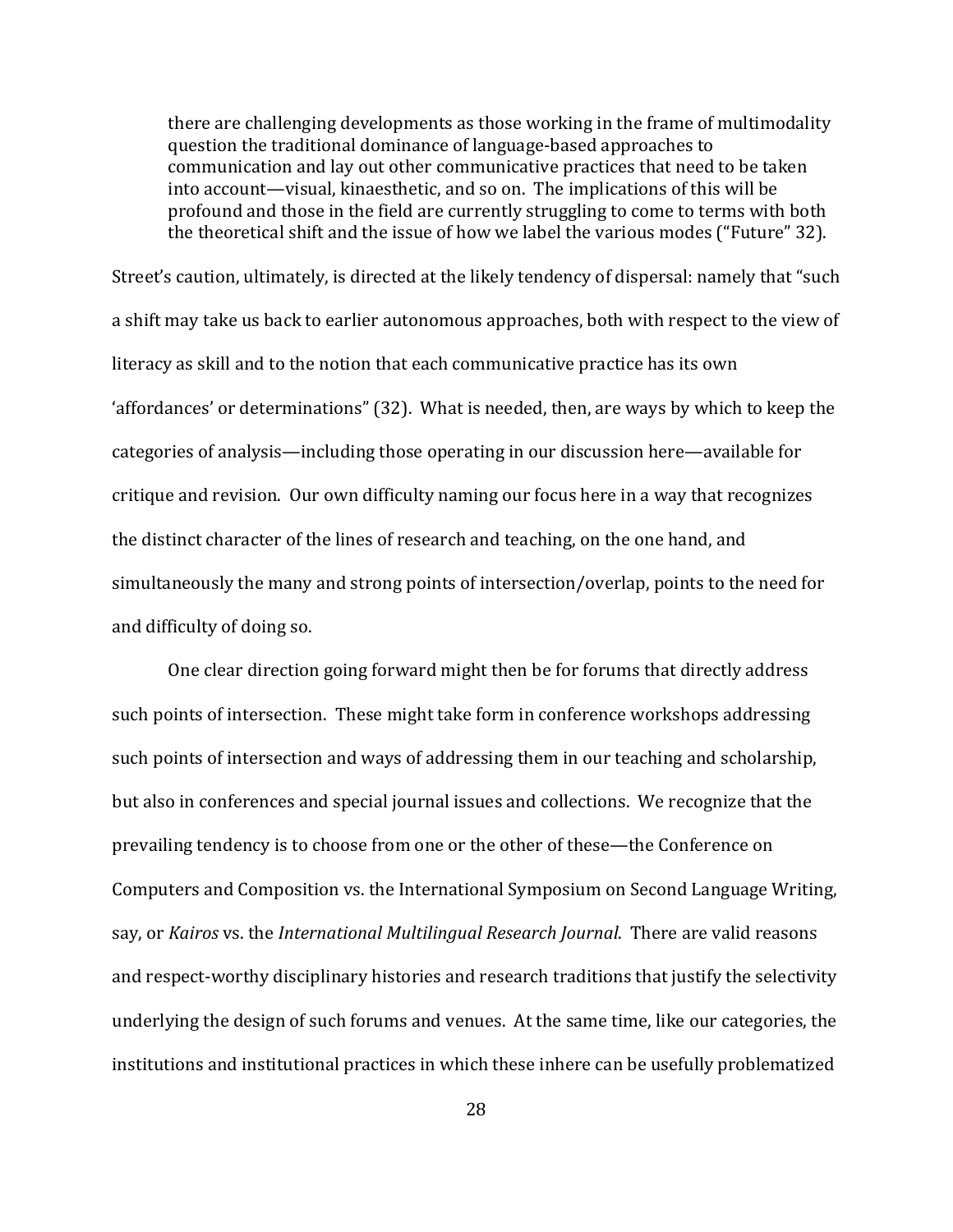> there are challenging developments as those working in the frame of multimodality question the traditional dominance of language-based approaches to communication and lay out other communicative practices that need to be taken into account—visual, kinaesthetic, and so on. The implications of this will be profound and those in the field are currently struggling to come to terms with both the theoretical shift and the issue of how we label the various modes ("Future" 32).

Street's caution, ultimately, is directed at the likely tendency of dispersal: namely that "such a shift may take us back to earlier autonomous approaches, both with respect to the view of literacy as skill and to the notion that each communicative practice has its own 'affordances' or determinations" (32). What is needed, then, are ways by which to keep the categories of analysis—including those operating in our discussion here—available for critique and revision. Our own difficulty naming our focus here in a way that recognizes the distinct character of the lines of research and teaching, on the one hand, and simultaneously the many and strong points of intersection/overlap, points to the need for and difficulty of doing so.

One clear direction going forward might then be for forums that directly address such points of intersection. These might take form in conference workshops addressing such points of intersection and ways of addressing them in our teaching and scholarship, but also in conferences and special journal issues and collections. We recognize that the prevailing tendency is to choose from one or the other of these—the Conference on Computers and Composition vs. the International Symposium on Second Language Writing, say, or *Kairos* vs. the *International Multilingual Research Journal*. There are valid reasons and respect-worthy disciplinary histories and research traditions that justify the selectivity underlying the design of such forums and venues. At the same time, like our categories, the institutions and institutional practices in which these inhere can be usefully problematized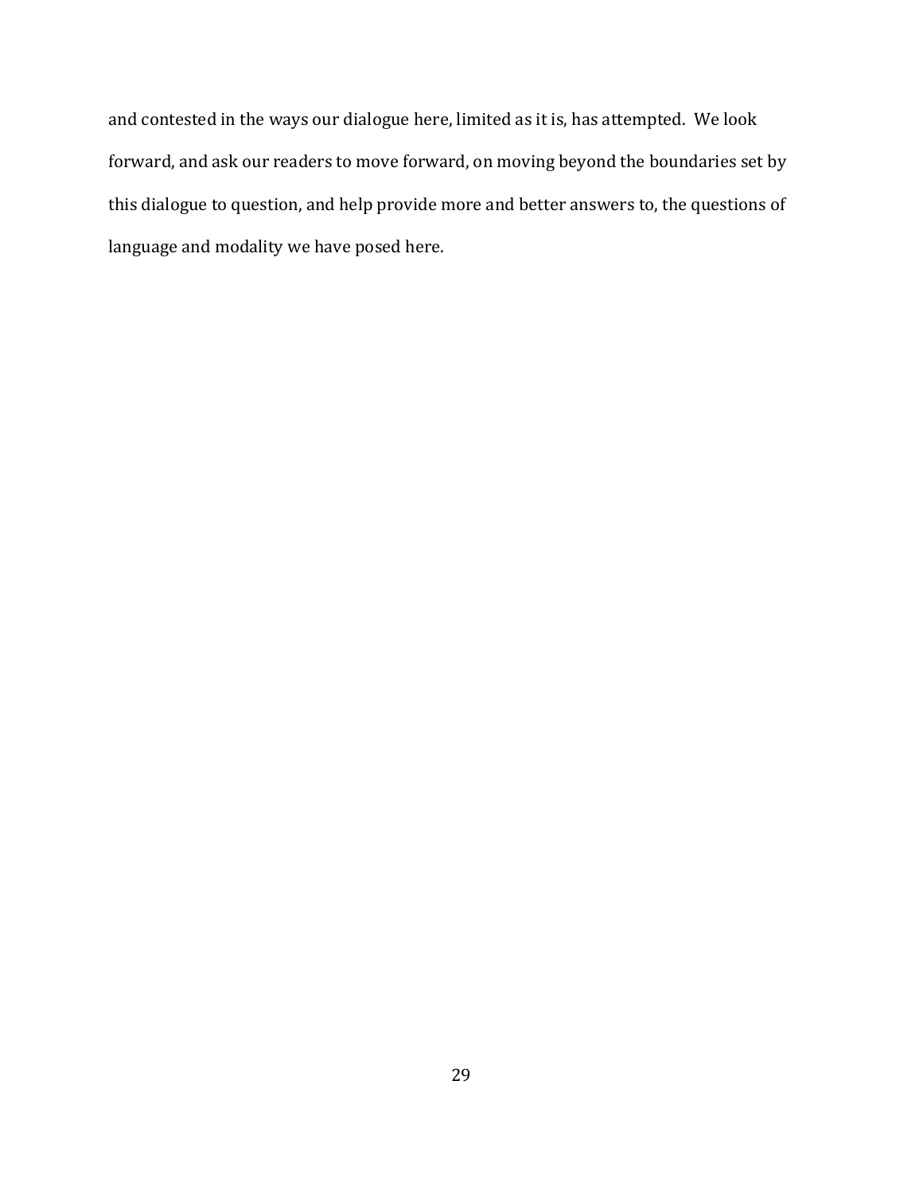and contested in the ways our dialogue here, limited as it is, has attempted. We look forward, and ask our readers to move forward, on moving beyond the boundaries set by this dialogue to question, and help provide more and better answers to, the questions of language and modality we have posed here.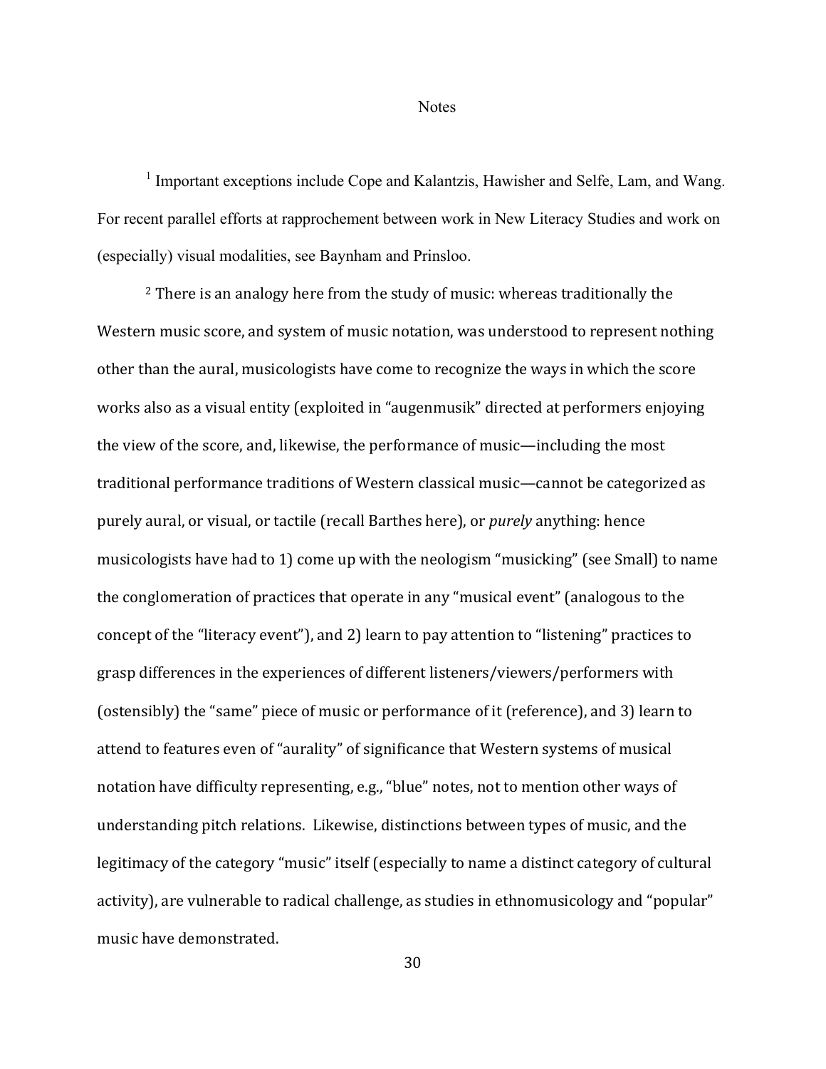# Notes

[1] Important exceptions include Cope and Kalantzis, Hawisher and Selfe, Lam, and Wang. For recent parallel efforts at rapprochement between work in New Literacy Studies and work on (especially) visual modalities, see Baynham and Prinsloo.

[2] There is an analogy here from the study of music: whereas traditionally the Western music score, and system of music notation, was understood to represent nothing other than the aural, musicologists have come to recognize the ways in which the score works also as a visual entity (exploited in "augenmusik" directed at performers enjoying the view of the score, and, likewise, the performance of music—including the most traditional performance traditions of Western classical music—cannot be categorized as purely aural, or visual, or tactile (recall Barthes here), or *purely* anything: hence musicologists have had to 1) come up with the neologism "musicking" (see Small) to name the conglomeration of practices that operate in any "musical event" (analogous to the concept of the "literacy event"), and 2) learn to pay attention to "listening" practices to grasp differences in the experiences of different listeners/viewers/performers with (ostensibly) the "same" piece of music or performance of it (reference), and 3) learn to attend to features even of "aurality" of significance that Western systems of musical notation have difficulty representing, e.g., "blue" notes, not to mention other ways of understanding pitch relations. Likewise, distinctions between types of music, and the legitimacy of the category "music" itself (especially to name a distinct category of cultural activity), are vulnerable to radical challenge, as studies in ethnomusicology and "popular" music have demonstrated.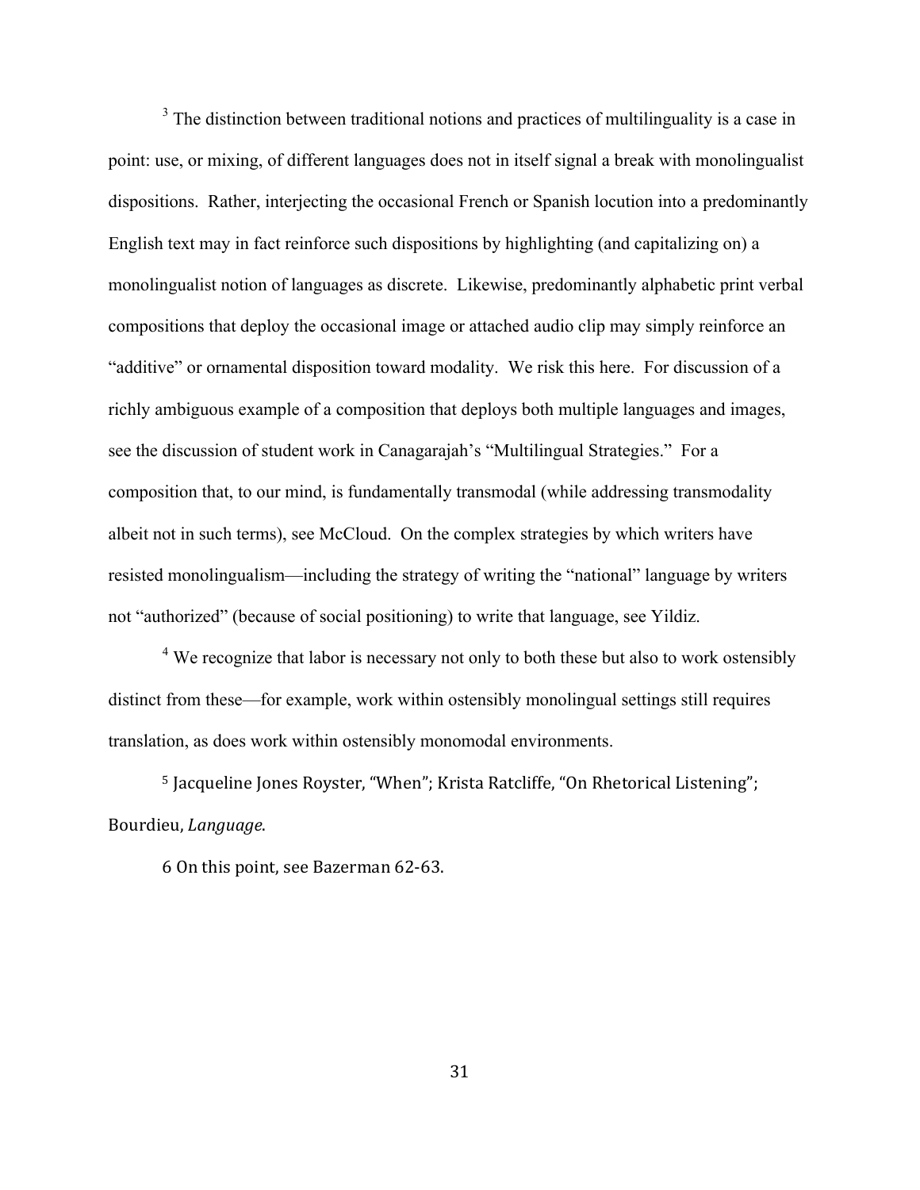[3] The distinction between traditional notions and practices of multilinguality is a case in point: use, or mixing, of different languages does not in itself signal a break with monolingualist dispositions. Rather, interjecting the occasional French or Spanish locution into a predominantly English text may in fact reinforce such dispositions by highlighting (and capitalizing on) a monolingualist notion of languages as discrete. Likewise, predominantly alphabetic print verbal compositions that deploy the occasional image or attached audio clip may simply reinforce an "additive" or ornamental disposition toward modality. We risk this here. For discussion of a richly ambiguous example of a composition that deploys both multiple languages and images, see the discussion of student work in Canagarajah's "Multilingual Strategies." For a composition that, to our mind, is fundamentally transmodal (while addressing transmodality albeit not in such terms), see McCloud. On the complex strategies by which writers have resisted monolingualism—including the strategy of writing the "national" language by writers not "authorized" (because of social positioning) to write that language, see Yildiz.

[4] We recognize that labor is necessary not only to both these but also to work ostensibly distinct from these—for example, work within ostensibly monolingual settings still requires translation, as does work within ostensibly monomodal environments.

[5] Jacqueline Jones Royster, "When"; Krista Ratcliffe, "On Rhetorical Listening"; Bourdieu, *Language*.

6 On this point, see Bazerman 62-63.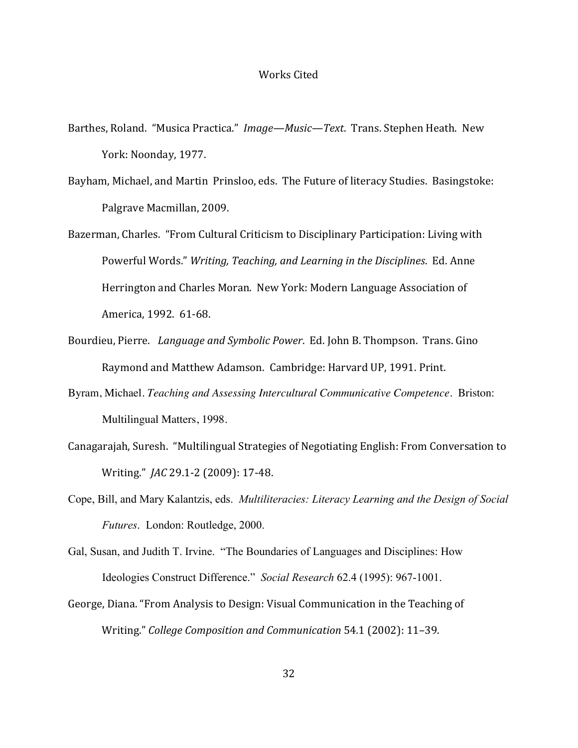# Works Cited

Barthes, Roland. "Musica Practica." *Image—Music—Text*. Trans. Stephen Heath. New York: Noonday, 1977.

Bayham, Michael, and Martin Prinsloo, eds. The Future of literacy Studies. Basingstoke: Palgrave Macmillan, 2009.

Bazerman, Charles. "From Cultural Criticism to Disciplinary Participation: Living with Powerful Words." *Writing, Teaching, and Learning in the Disciplines*. Ed. Anne Herrington and Charles Moran. New York: Modern Language Association of America, 1992. 61-68.

Bourdieu, Pierre. *Language and Symbolic Power*. Ed. John B. Thompson. Trans. Gino Raymond and Matthew Adamson. Cambridge: Harvard UP, 1991. Print.

Byram, Michael. *Teaching and Assessing Intercultural Communicative Competence*. Briston: Multilingual Matters, 1998.

Canagarajah, Suresh. "Multilingual Strategies of Negotiating English: From Conversation to Writing." *JAC* 29.1-2 (2009): 17-48.

Cope, Bill, and Mary Kalantzis, eds. *Multiliteracies: Literacy Learning and the Design of Social Futures*. London: Routledge, 2000.

Gal, Susan, and Judith T. Irvine. "The Boundaries of Languages and Disciplines: How Ideologies Construct Difference." *Social Research* 62.4 (1995): 967-1001.

George, Diana. "From Analysis to Design: Visual Communication in the Teaching of Writing." *College Composition and Communication* 54.1 (2002): 11–39.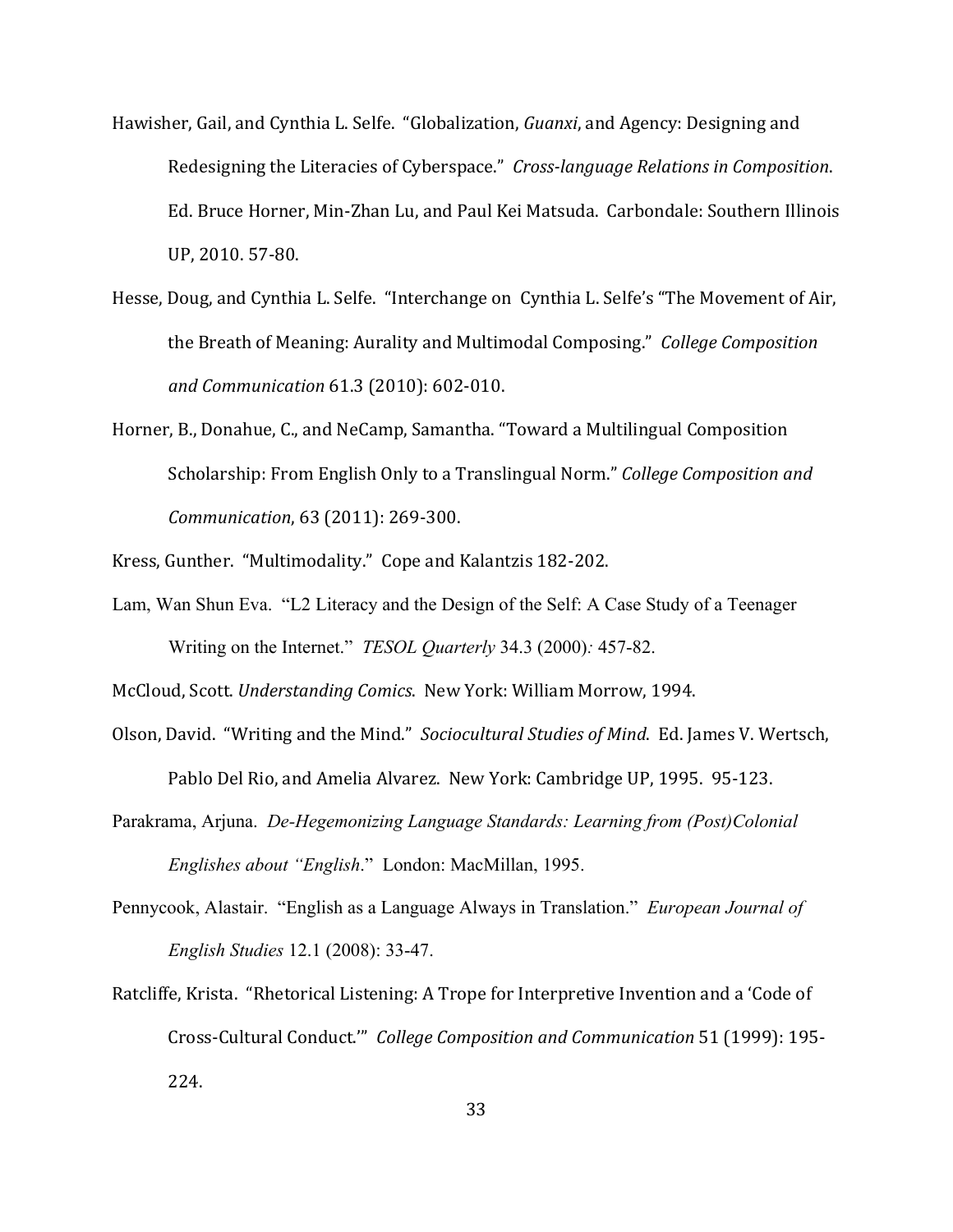Hawisher, Gail, and Cynthia L. Selfe. "Globalization, *Guanxi*, and Agency: Designing and Redesigning the Literacies of Cyberspace." *Cross-language Relations in Composition*. Ed. Bruce Horner, Min-Zhan Lu, and Paul Kei Matsuda. Carbondale: Southern Illinois UP, 2010. 57-80.

Hesse, Doug, and Cynthia L. Selfe. "Interchange on Cynthia L. Selfe's "The Movement of Air, the Breath of Meaning: Aurality and Multimodal Composing." *College Composition and Communication* 61.3 (2010): 602-010.

Horner, B., Donahue, C., and NeCamp, Samantha. "Toward a Multilingual Composition Scholarship: From English Only to a Translingual Norm." *College Composition and Communication*, 63 (2011): 269-300.

Kress, Gunther. "Multimodality." Cope and Kalantzis 182-202.

Lam, Wan Shun Eva. "L2 Literacy and the Design of the Self: A Case Study of a Teenager Writing on the Internet." *TESOL Quarterly* 34.3 (2000): 457-82.

McCloud, Scott. *Understanding Comics*. New York: William Morrow, 1994.

Olson, David. "Writing and the Mind." *Sociocultural Studies of Mind*. Ed. James V. Wertsch, Pablo Del Rio, and Amelia Alvarez. New York: Cambridge UP, 1995. 95-123.

Parakrama, Arjuna. *De-Hegemonizing Language Standards: Learning from (Post)Colonial Englishes about "English*." London: MacMillan, 1995.

Pennycook, Alastair. "English as a Language Always in Translation." *European Journal of English Studies* 12.1 (2008): 33-47.

Ratcliffe, Krista. "Rhetorical Listening: A Trope for Interpretive Invention and a 'Code of Cross-Cultural Conduct.'" *College Composition and Communication* 51 (1999): 195-224.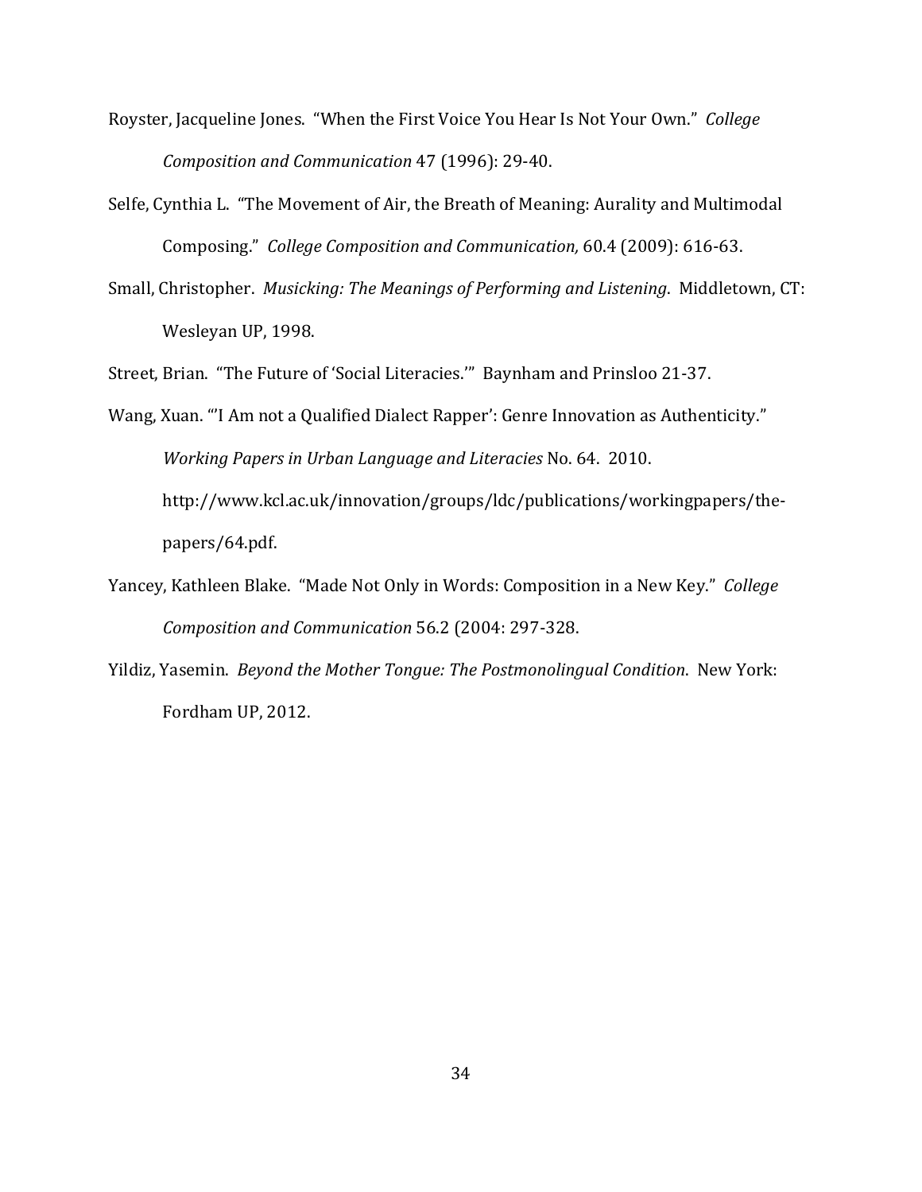Royster, Jacqueline Jones. "When the First Voice You Hear Is Not Your Own." *College Composition and Communication* 47 (1996): 29-40.

Selfe, Cynthia L. "The Movement of Air, the Breath of Meaning: Aurality and Multimodal Composing." *College Composition and Communication,* 60.4 (2009): 616-63.

Small, Christopher. *Musicking: The Meanings of Performing and Listening*. Middletown, CT: Wesleyan UP, 1998.

Street, Brian. "The Future of 'Social Literacies.'" Baynham and Prinsloo 21-37.

Wang, Xuan. "'I Am not a Qualified Dialect Rapper': Genre Innovation as Authenticity." *Working Papers in Urban Language and Literacies* No. 64. 2010. http://www.kcl.ac.uk/innovation/groups/ldc/publications/workingpapers/the-papers/64.pdf.

Yancey, Kathleen Blake. "Made Not Only in Words: Composition in a New Key." *College Composition and Communication* 56.2 (2004: 297-328.

Yildiz, Yasemin. *Beyond the Mother Tongue: The Postmonolingual Condition*. New York: Fordham UP, 2012.